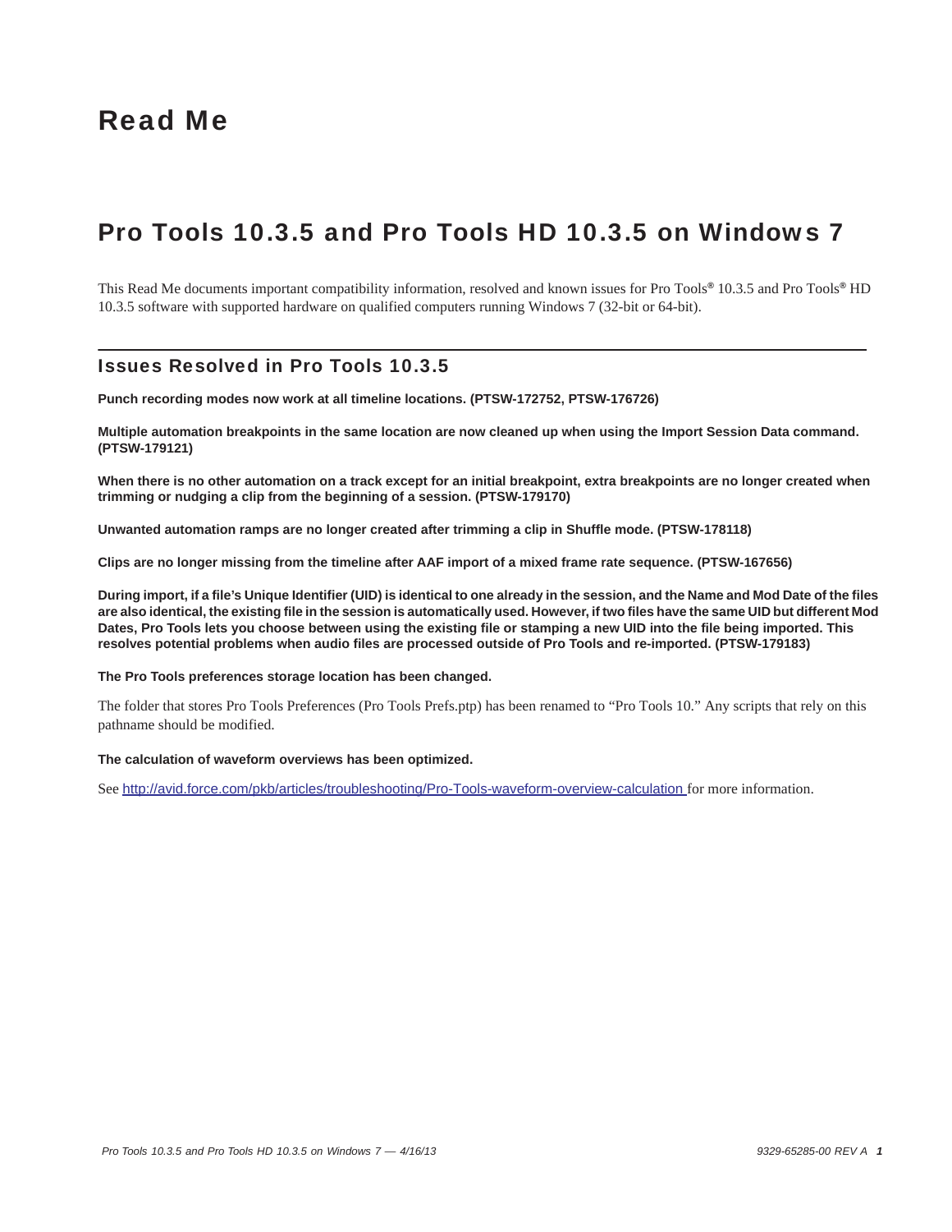# Read Me

# Pro Tools 10.3.5 and Pro Tools HD 10.3.5 on Windows 7

This Read Me documents important compatibility information, resolved and known issues for Pro Tools® 10.3.5 and Pro Tools® HD 10.3.5 software with supported hardware on qualified computers running Windows 7 (32-bit or 64-bit).

## Issues Resolved in Pro Tools 10.3.5

**Punch recording modes now work at all timeline locations. (PTSW-172752, PTSW-176726)**

**Multiple automation breakpoints in the same location are now cleaned up when using the Import Session Data command. (PTSW-179121)**

**When there is no other automation on a track except for an initial breakpoint, extra breakpoints are no longer created when trimming or nudging a clip from the beginning of a session. (PTSW-179170)**

**Unwanted automation ramps are no longer created after trimming a clip in Shuffle mode. (PTSW-178118)**

**Clips are no longer missing from the timeline after AAF import of a mixed frame rate sequence. (PTSW-167656)**

**During import, if a file's Unique Identifier (UID) is identical to one already in the session, and the Name and Mod Date of the files are also identical, the existing file in the session is automatically used. However, if two files have the same UID but different Mod Dates, Pro Tools lets you choose between using the existing file or stamping a new UID into the file being imported. This resolves potential problems when audio files are processed outside of Pro Tools and re-imported. (PTSW-179183)**

**The Pro Tools preferences storage location has been changed.**

The folder that stores Pro Tools Preferences (Pro Tools Prefs.ptp) has been renamed to "Pro Tools 10." Any scripts that rely on this pathname should be modified.

**The calculation of waveform overviews has been optimized.**

See http://avid.force.com/pkb/articles/troubleshooting/Pro-Tools-waveform-overview-calculation for more information.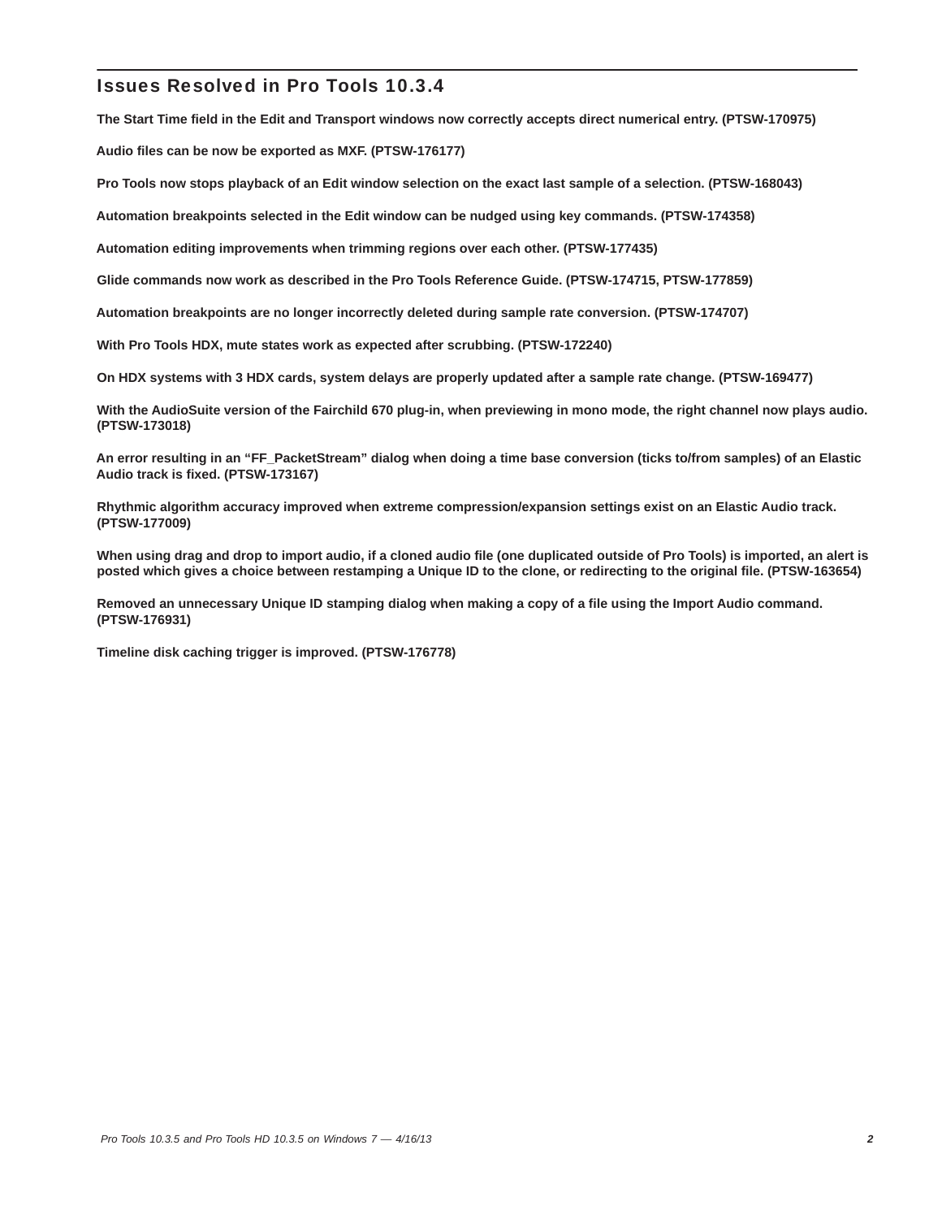## Issues Resolved in Pro Tools 10.3.4

**The Start Time field in the Edit and Transport windows now correctly accepts direct numerical entry. (PTSW-170975)**

**Audio files can be now be exported as MXF. (PTSW-176177)**

**Pro Tools now stops playback of an Edit window selection on the exact last sample of a selection. (PTSW-168043)**

**Automation breakpoints selected in the Edit window can be nudged using key commands. (PTSW-174358)**

**Automation editing improvements when trimming regions over each other. (PTSW-177435)**

**Glide commands now work as described in the Pro Tools Reference Guide. (PTSW-174715, PTSW-177859)**

**Automation breakpoints are no longer incorrectly deleted during sample rate conversion. (PTSW-174707)**

**With Pro Tools HDX, mute states work as expected after scrubbing. (PTSW-172240)**

**On HDX systems with 3 HDX cards, system delays are properly updated after a sample rate change. (PTSW-169477)**

**With the AudioSuite version of the Fairchild 670 plug-in, when previewing in mono mode, the right channel now plays audio. (PTSW-173018)**

**An error resulting in an "FF_PacketStream" dialog when doing a time base conversion (ticks to/from samples) of an Elastic Audio track is fixed. (PTSW-173167)**

**Rhythmic algorithm accuracy improved when extreme compression/expansion settings exist on an Elastic Audio track. (PTSW-177009)**

**When using drag and drop to import audio, if a cloned audio file (one duplicated outside of Pro Tools) is imported, an alert is posted which gives a choice between restamping a Unique ID to the clone, or redirecting to the original file. (PTSW-163654)**

**Removed an unnecessary Unique ID stamping dialog when making a copy of a file using the Import Audio command. (PTSW-176931)**

**Timeline disk caching trigger is improved. (PTSW-176778)**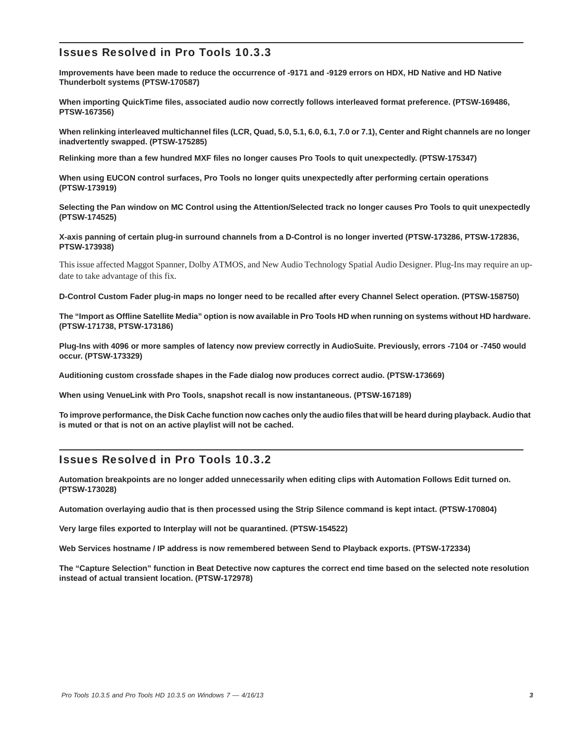## Issues Resolved in Pro Tools 10.3.3

**Improvements have been made to reduce the occurrence of -9171 and -9129 errors on HDX, HD Native and HD Native Thunderbolt systems (PTSW-170587)**

**When importing QuickTime files, associated audio now correctly follows interleaved format preference. (PTSW-169486, PTSW-167356)**

**When relinking interleaved multichannel files (LCR, Quad, 5.0, 5.1, 6.0, 6.1, 7.0 or 7.1), Center and Right channels are no longer inadvertently swapped. (PTSW-175285)**

**Relinking more than a few hundred MXF files no longer causes Pro Tools to quit unexpectedly. (PTSW-175347)**

**When using EUCON control surfaces, Pro Tools no longer quits unexpectedly after performing certain operations (PTSW-173919)**

**Selecting the Pan window on MC Control using the Attention/Selected track no longer causes Pro Tools to quit unexpectedly (PTSW-174525)**

**X-axis panning of certain plug-in surround channels from a D-Control is no longer inverted (PTSW-173286, PTSW-172836, PTSW-173938)**

This issue affected Maggot Spanner, Dolby ATMOS, and New Audio Technology Spatial Audio Designer. Plug-Ins may require an update to take advantage of this fix.

**D-Control Custom Fader plug-in maps no longer need to be recalled after every Channel Select operation. (PTSW-158750)**

**The “Import as Offline Satellite Media” option is now available in Pro Tools HD when running on systems without HD hardware. (PTSW-171738, PTSW-173186)**

**Plug-Ins with 4096 or more samples of latency now preview correctly in AudioSuite. Previously, errors -7104 or -7450 would occur. (PTSW-173329)**

**Auditioning custom crossfade shapes in the Fade dialog now produces correct audio. (PTSW-173669)**

**When using VenueLink with Pro Tools, snapshot recall is now instantaneous. (PTSW-167189)**

**To improve performance, the Disk Cache function now caches only the audio files that will be heard during playback. Audio that is muted or that is not on an active playlist will not be cached.**

## Issues Resolved in Pro Tools 10.3.2

**Automation breakpoints are no longer added unnecessarily when editing clips with Automation Follows Edit turned on. (PTSW-173028)**

**Automation overlaying audio that is then processed using the Strip Silence command is kept intact. (PTSW-170804)**

**Very large files exported to Interplay will not be quarantined. (PTSW-154522)**

**Web Services hostname / IP address is now remembered between Send to Playback exports. (PTSW-172334)**

**The “Capture Selection” function in Beat Detective now captures the correct end time based on the selected note resolution instead of actual transient location. (PTSW-172978)**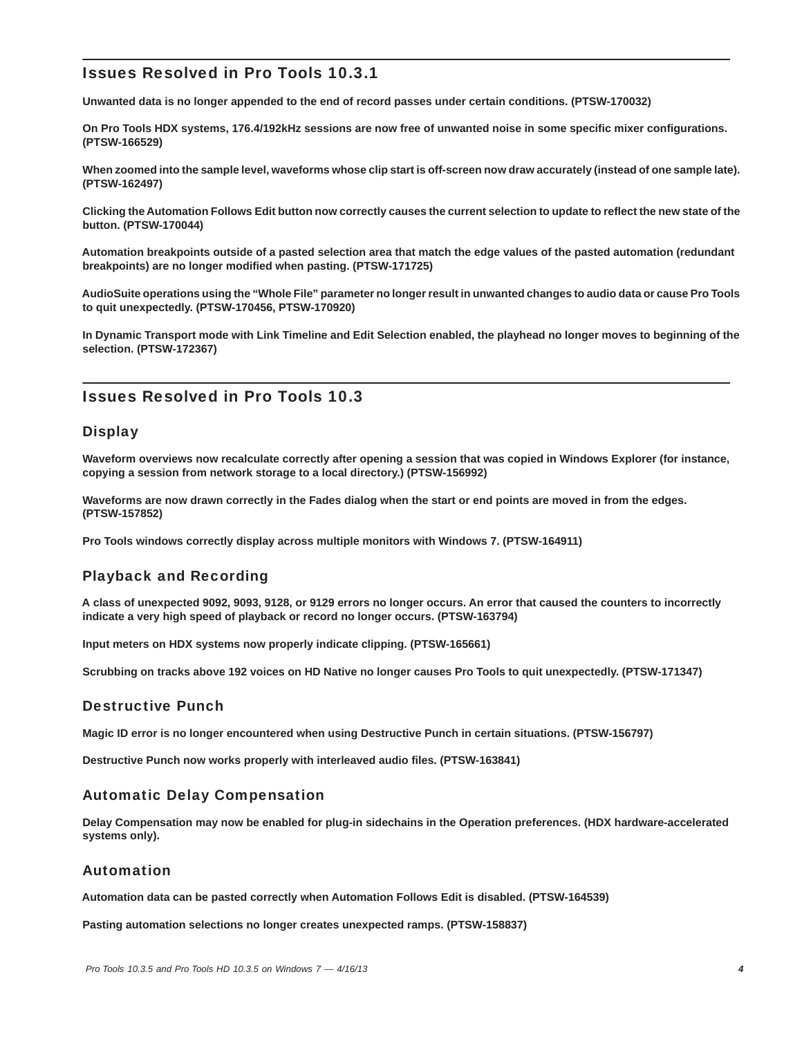## Issues Resolved in Pro Tools 10.3.1

**Unwanted data is no longer appended to the end of record passes under certain conditions. (PTSW-170032)**

**On Pro Tools HDX systems, 176.4/192kHz sessions are now free of unwanted noise in some specific mixer configurations. (PTSW-166529)**

**When zoomed into the sample level, waveforms whose clip start is off-screen now draw accurately (instead of one sample late). (PTSW-162497)**

**Clicking the Automation Follows Edit button now correctly causes the current selection to update to reflect the new state of the button. (PTSW-170044)**

**Automation breakpoints outside of a pasted selection area that match the edge values of the pasted automation (redundant breakpoints) are no longer modified when pasting. (PTSW-171725)**

**AudioSuite operations using the "Whole File" parameter no longer result in unwanted changes to audio data or cause Pro Tools to quit unexpectedly. (PTSW-170456, PTSW-170920)**

**In Dynamic Transport mode with Link Timeline and Edit Selection enabled, the playhead no longer moves to beginning of the selection. (PTSW-172367)**

## Issues Resolved in Pro Tools 10.3

### Display

**Waveform overviews now recalculate correctly after opening a session that was copied in Windows Explorer (for instance, copying a session from network storage to a local directory.) (PTSW-156992)**

**Waveforms are now drawn correctly in the Fades dialog when the start or end points are moved in from the edges. (PTSW-157852)**

**Pro Tools windows correctly display across multiple monitors with Windows 7. (PTSW-164911)**

### Playback and Recording

**A class of unexpected 9092, 9093, 9128, or 9129 errors no longer occurs. An error that caused the counters to incorrectly indicate a very high speed of playback or record no longer occurs. (PTSW-163794)**

**Input meters on HDX systems now properly indicate clipping. (PTSW-165661)**

**Scrubbing on tracks above 192 voices on HD Native no longer causes Pro Tools to quit unexpectedly. (PTSW-171347)**

### Destructive Punch

**Magic ID error is no longer encountered when using Destructive Punch in certain situations. (PTSW-156797)**

**Destructive Punch now works properly with interleaved audio files. (PTSW-163841)**

### Automatic Delay Compensation

**Delay Compensation may now be enabled for plug-in sidechains in the Operation preferences. (HDX hardware-accelerated systems only).**

### Automation

**Automation data can be pasted correctly when Automation Follows Edit is disabled. (PTSW-164539)**

**Pasting automation selections no longer creates unexpected ramps. (PTSW-158837)**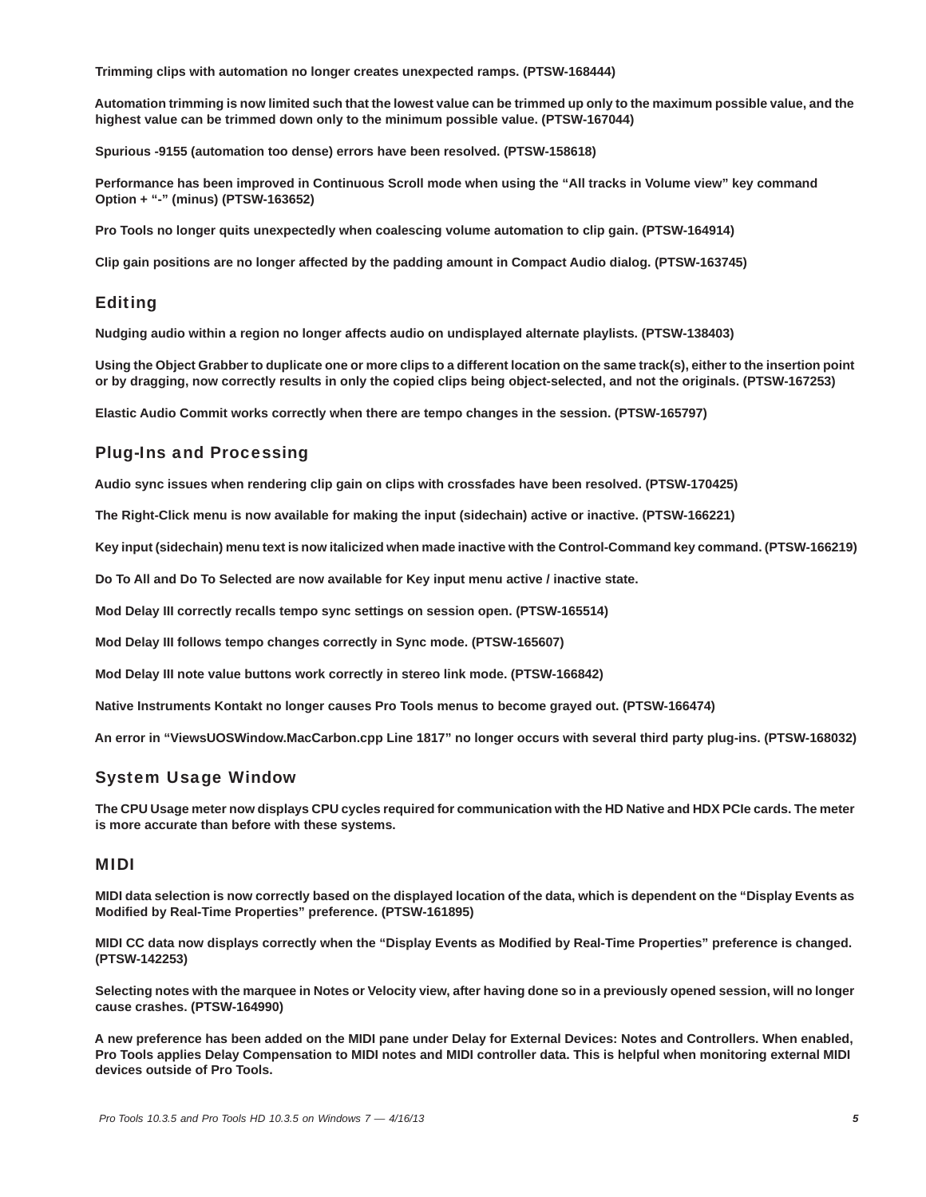Trimming clips with automation no longer creates unexpected ramps. (PTSW-168444)

Automation trimming is now limited such that the lowest value can be trimmed up only to the maximum possible value, and the highest value can be trimmed down only to the minimum possible value. (PTSW-167044)

Spurious -9155 (automation too dense) errors have been resolved. (PTSW-158618)

Performance has been improved in Continuous Scroll mode when using the “All tracks in Volume view” key command Option + “-” (minus) (PTSW-163652)

Pro Tools no longer quits unexpectedly when coalescing volume automation to clip gain. (PTSW-164914)

Clip gain positions are no longer affected by the padding amount in Compact Audio dialog. (PTSW-163745)

## Editing

Nudging audio within a region no longer affects audio on undisplayed alternate playlists. (PTSW-138403)

Using the Object Grabber to duplicate one or more clips to a different location on the same track(s), either to the insertion point or by dragging, now correctly results in only the copied clips being object-selected, and not the originals. (PTSW-167253)

Elastic Audio Commit works correctly when there are tempo changes in the session. (PTSW-165797)

## Plug-Ins and Processing

Audio sync issues when rendering clip gain on clips with crossfades have been resolved. (PTSW-170425)

The Right-Click menu is now available for making the input (sidechain) active or inactive. (PTSW-166221)

Key input (sidechain) menu text is now italicized when made inactive with the Control-Command key command. (PTSW-166219)

Do To All and Do To Selected are now available for Key input menu active / inactive state.

Mod Delay III correctly recalls tempo sync settings on session open. (PTSW-165514)

Mod Delay III follows tempo changes correctly in Sync mode. (PTSW-165607)

Mod Delay III note value buttons work correctly in stereo link mode. (PTSW-166842)

Native Instruments Kontakt no longer causes Pro Tools menus to become grayed out. (PTSW-166474)

An error in “ViewsUOSWindow.MacCarbon.cpp Line 1817” no longer occurs with several third party plug-ins. (PTSW-168032)

## System Usage Window

The CPU Usage meter now displays CPU cycles required for communication with the HD Native and HDX PCIe cards. The meter is more accurate than before with these systems.

## MIDI

MIDI data selection is now correctly based on the displayed location of the data, which is dependent on the “Display Events as Modified by Real-Time Properties” preference. (PTSW-161895)

MIDI CC data now displays correctly when the “Display Events as Modified by Real-Time Properties” preference is changed. (PTSW-142253)

Selecting notes with the marquee in Notes or Velocity view, after having done so in a previously opened session, will no longer cause crashes. (PTSW-164990)

A new preference has been added on the MIDI pane under Delay for External Devices: Notes and Controllers. When enabled, Pro Tools applies Delay Compensation to MIDI notes and MIDI controller data. This is helpful when monitoring external MIDI devices outside of Pro Tools.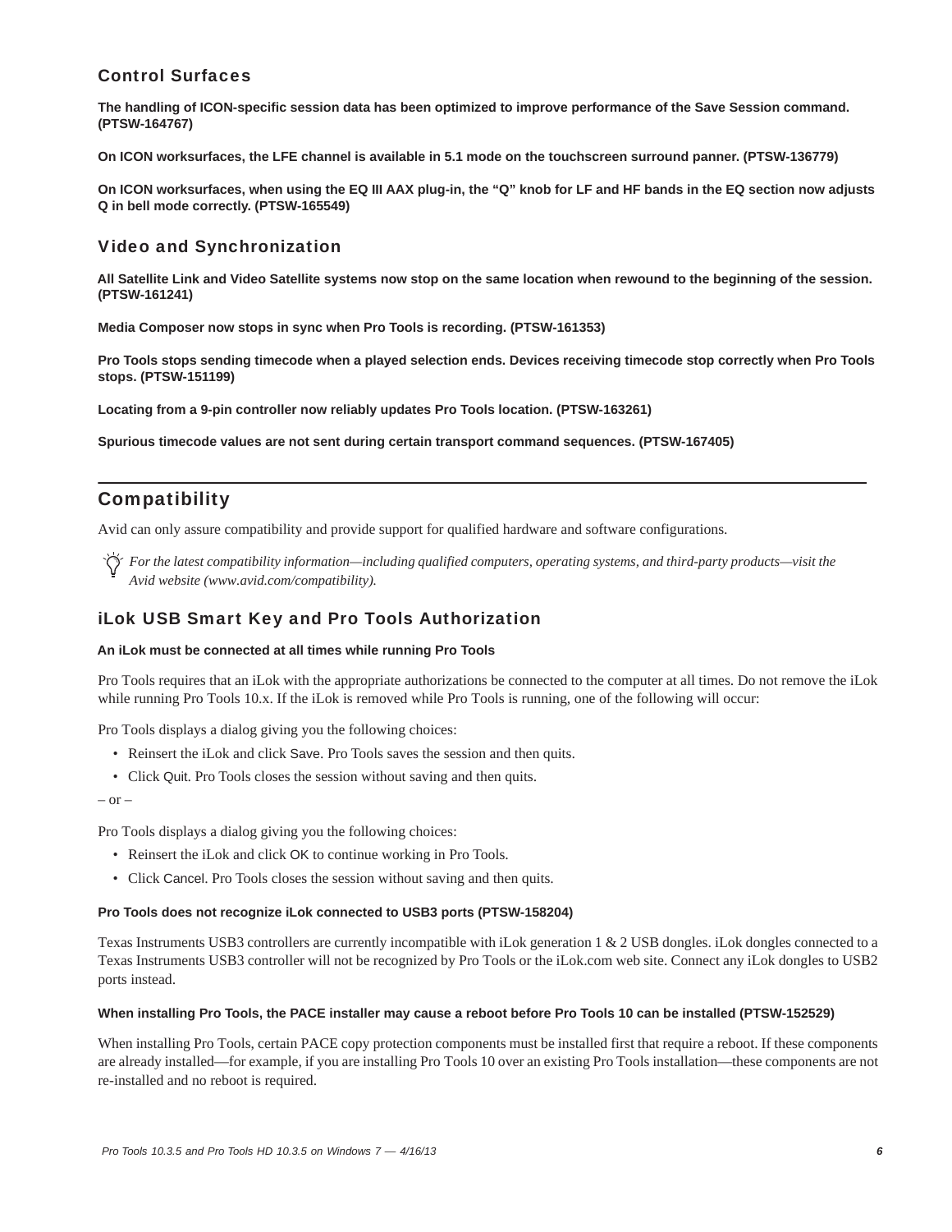### Control Surfaces

**The handling of ICON-specific session data has been optimized to improve performance of the Save Session command. (PTSW-164767)**

**On ICON worksurfaces, the LFE channel is available in 5.1 mode on the touchscreen surround panner. (PTSW-136779)**

**On ICON worksurfaces, when using the EQ III AAX plug-in, the "Q" knob for LF and HF bands in the EQ section now adjusts Q in bell mode correctly. (PTSW-165549)**

### Video and Synchronization

**All Satellite Link and Video Satellite systems now stop on the same location when rewound to the beginning of the session. (PTSW-161241)**

**Media Composer now stops in sync when Pro Tools is recording. (PTSW-161353)**

**Pro Tools stops sending timecode when a played selection ends. Devices receiving timecode stop correctly when Pro Tools stops. (PTSW-151199)**

**Locating from a 9-pin controller now reliably updates Pro Tools location. (PTSW-163261)**

**Spurious timecode values are not sent during certain transport command sequences. (PTSW-167405)**

## Compatibility

Avid can only assure compatibility and provide support for qualified hardware and software configurations.

*For the latest compatibility information—including qualified computers, operating systems, and third-party products—visit the Avid website (www.avid.com/compatibility).*

### iLok USB Smart Key and Pro Tools Authorization

**An iLok must be connected at all times while running Pro Tools**

Pro Tools requires that an iLok with the appropriate authorizations be connected to the computer at all times. Do not remove the iLok while running Pro Tools 10.x. If the iLok is removed while Pro Tools is running, one of the following will occur:

Pro Tools displays a dialog giving you the following choices:

- Reinsert the iLok and click Save. Pro Tools saves the session and then quits.
- Click Quit. Pro Tools closes the session without saving and then quits.

– or –

Pro Tools displays a dialog giving you the following choices:

- Reinsert the iLok and click OK to continue working in Pro Tools.
- Click Cancel. Pro Tools closes the session without saving and then quits.

**Pro Tools does not recognize iLok connected to USB3 ports (PTSW-158204)**

Texas Instruments USB3 controllers are currently incompatible with iLok generation 1 & 2 USB dongles. iLok dongles connected to a Texas Instruments USB3 controller will not be recognized by Pro Tools or the iLok.com web site. Connect any iLok dongles to USB2 ports instead.

**When installing Pro Tools, the PACE installer may cause a reboot before Pro Tools 10 can be installed (PTSW-152529)**

When installing Pro Tools, certain PACE copy protection components must be installed first that require a reboot. If these components are already installed—for example, if you are installing Pro Tools 10 over an existing Pro Tools installation—these components are not re-installed and no reboot is required.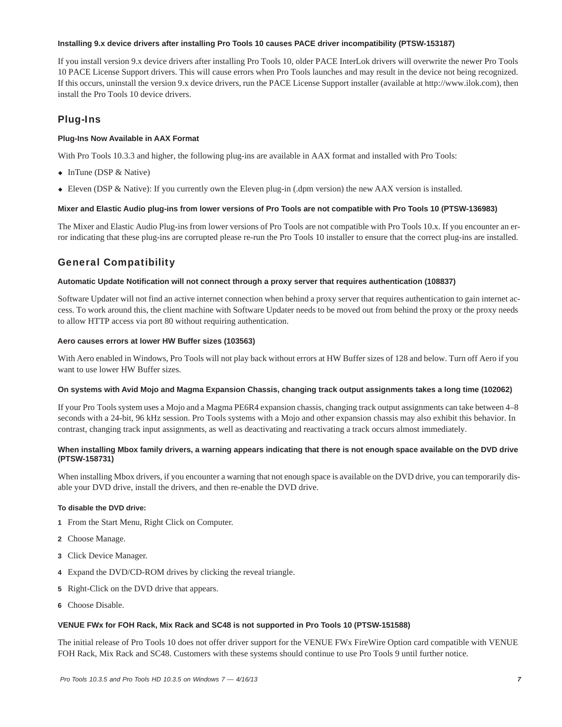#### Installing 9.x device drivers after installing Pro Tools 10 causes PACE driver incompatibility (PTSW-153187)

If you install version 9.x device drivers after installing Pro Tools 10, older PACE InterLok drivers will overwrite the newer Pro Tools 10 PACE License Support drivers. This will cause errors when Pro Tools launches and may result in the device not being recognized. If this occurs, uninstall the version 9.x device drivers, run the PACE License Support installer (available at http://www.ilok.com), then install the Pro Tools 10 device drivers.

## Plug-Ins

#### Plug-Ins Now Available in AAX Format

With Pro Tools 10.3.3 and higher, the following plug-ins are available in AAX format and installed with Pro Tools:

- InTune (DSP & Native)
- Eleven (DSP & Native): If you currently own the Eleven plug-in (.dpm version) the new AAX version is installed.

#### Mixer and Elastic Audio plug-ins from lower versions of Pro Tools are not compatible with Pro Tools 10 (PTSW-136983)

The Mixer and Elastic Audio Plug-ins from lower versions of Pro Tools are not compatible with Pro Tools 10.x. If you encounter an error indicating that these plug-ins are corrupted please re-run the Pro Tools 10 installer to ensure that the correct plug-ins are installed.

## General Compatibility

#### Automatic Update Notification will not connect through a proxy server that requires authentication (108837)

Software Updater will not find an active internet connection when behind a proxy server that requires authentication to gain internet access. To work around this, the client machine with Software Updater needs to be moved out from behind the proxy or the proxy needs to allow HTTP access via port 80 without requiring authentication.

#### Aero causes errors at lower HW Buffer sizes (103563)

With Aero enabled in Windows, Pro Tools will not play back without errors at HW Buffer sizes of 128 and below. Turn off Aero if you want to use lower HW Buffer sizes.

#### On systems with Avid Mojo and Magma Expansion Chassis, changing track output assignments takes a long time (102062)

If your Pro Tools system uses a Mojo and a Magma PE6R4 expansion chassis, changing track output assignments can take between 4–8 seconds with a 24-bit, 96 kHz session. Pro Tools systems with a Mojo and other expansion chassis may also exhibit this behavior. In contrast, changing track input assignments, as well as deactivating and reactivating a track occurs almost immediately.

#### When installing Mbox family drivers, a warning appears indicating that there is not enough space available on the DVD drive (PTSW-158731)

When installing Mbox drivers, if you encounter a warning that not enough space is available on the DVD drive, you can temporarily disable your DVD drive, install the drivers, and then re-enable the DVD drive.

**To disable the DVD drive:**

1. From the Start Menu, Right Click on Computer.
2. Choose Manage.
3. Click Device Manager.
4. Expand the DVD/CD-ROM drives by clicking the reveal triangle.
5. Right-Click on the DVD drive that appears.
6. Choose Disable.

#### VENUE FWx for FOH Rack, Mix Rack and SC48 is not supported in Pro Tools 10 (PTSW-151588)

The initial release of Pro Tools 10 does not offer driver support for the VENUE FWx FireWire Option card compatible with VENUE FOH Rack, Mix Rack and SC48. Customers with these systems should continue to use Pro Tools 9 until further notice.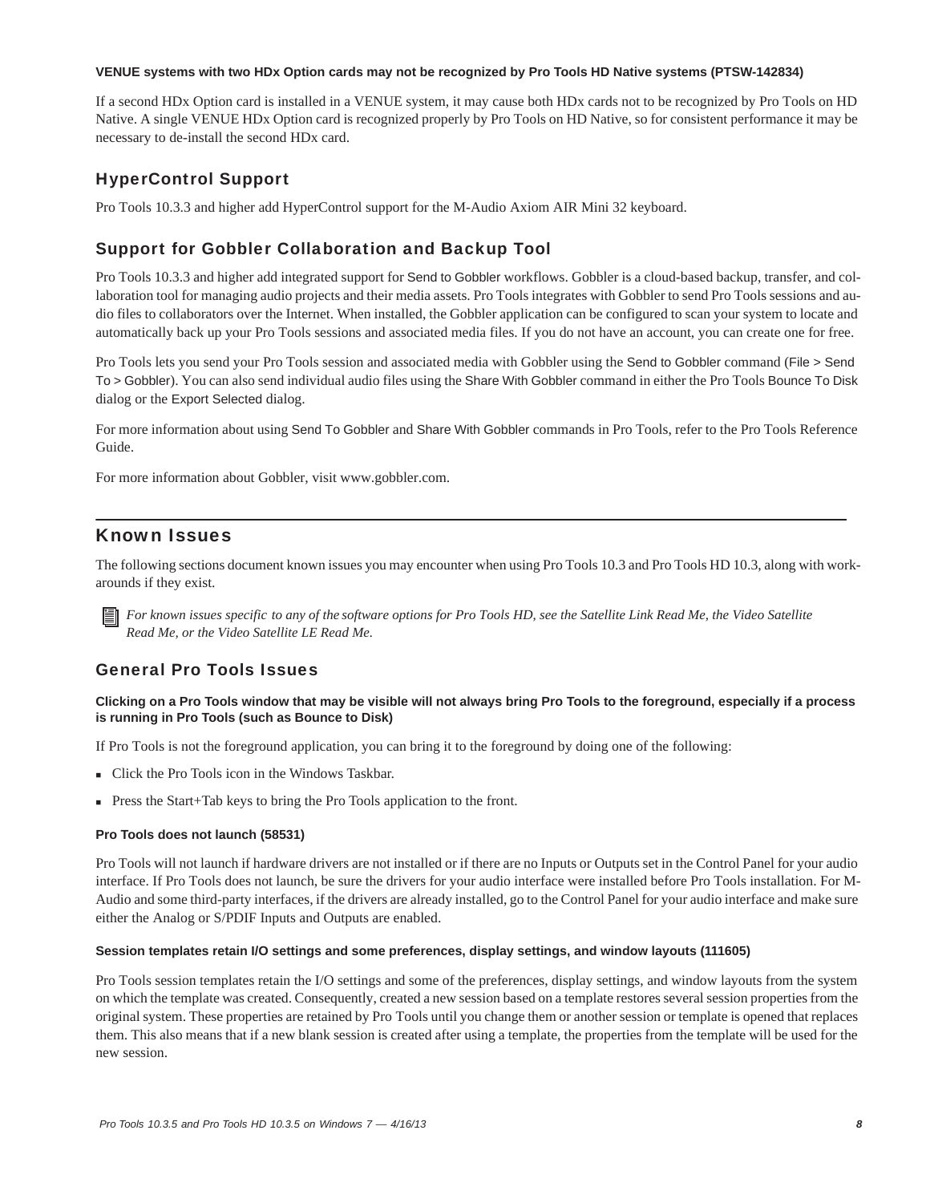**VENUE systems with two HDx Option cards may not be recognized by Pro Tools HD Native systems (PTSW-142834)**

If a second HDx Option card is installed in a VENUE system, it may cause both HDx cards not to be recognized by Pro Tools on HD Native. A single VENUE HDx Option card is recognized properly by Pro Tools on HD Native, so for consistent performance it may be necessary to de-install the second HDx card.

## HyperControl Support

Pro Tools 10.3.3 and higher add HyperControl support for the M-Audio Axiom AIR Mini 32 keyboard.

## Support for Gobbler Collaboration and Backup Tool

Pro Tools 10.3.3 and higher add integrated support for Send to Gobbler workflows. Gobbler is a cloud-based backup, transfer, and collaboration tool for managing audio projects and their media assets. Pro Tools integrates with Gobbler to send Pro Tools sessions and audio files to collaborators over the Internet. When installed, the Gobbler application can be configured to scan your system to locate and automatically back up your Pro Tools sessions and associated media files. If you do not have an account, you can create one for free.

Pro Tools lets you send your Pro Tools session and associated media with Gobbler using the Send to Gobbler command (File > Send To > Gobbler). You can also send individual audio files using the Share With Gobbler command in either the Pro Tools Bounce To Disk dialog or the Export Selected dialog.

For more information about using Send To Gobbler and Share With Gobbler commands in Pro Tools, refer to the Pro Tools Reference Guide.

For more information about Gobbler, visit www.gobbler.com.

# Known Issues

The following sections document known issues you may encounter when using Pro Tools 10.3 and Pro Tools HD 10.3, along with workarounds if they exist.

*For known issues specific to any of the software options for Pro Tools HD, see the Satellite Link Read Me, the Video Satellite Read Me, or the Video Satellite LE Read Me.*

## General Pro Tools Issues

**Clicking on a Pro Tools window that may be visible will not always bring Pro Tools to the foreground, especially if a process is running in Pro Tools (such as Bounce to Disk)**

If Pro Tools is not the foreground application, you can bring it to the foreground by doing one of the following:

- Click the Pro Tools icon in the Windows Taskbar.
- Press the Start+Tab keys to bring the Pro Tools application to the front.

**Pro Tools does not launch (58531)**

Pro Tools will not launch if hardware drivers are not installed or if there are no Inputs or Outputs set in the Control Panel for your audio interface. If Pro Tools does not launch, be sure the drivers for your audio interface were installed before Pro Tools installation. For M-Audio and some third-party interfaces, if the drivers are already installed, go to the Control Panel for your audio interface and make sure either the Analog or S/PDIF Inputs and Outputs are enabled.

**Session templates retain I/O settings and some preferences, display settings, and window layouts (111605)**

Pro Tools session templates retain the I/O settings and some of the preferences, display settings, and window layouts from the system on which the template was created. Consequently, created a new session based on a template restores several session properties from the original system. These properties are retained by Pro Tools until you change them or another session or template is opened that replaces them. This also means that if a new blank session is created after using a template, the properties from the template will be used for the new session.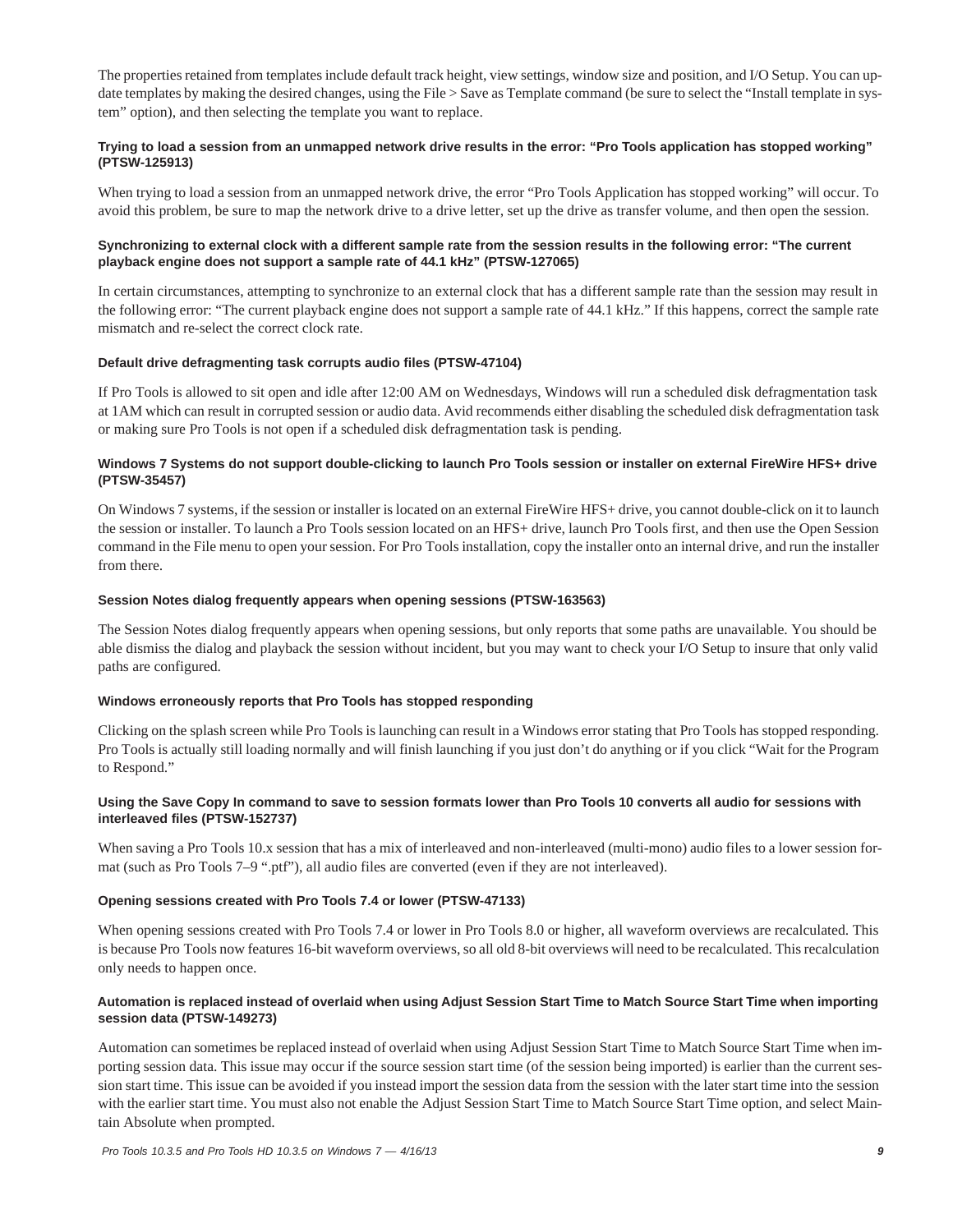The properties retained from templates include default track height, view settings, window size and position, and I/O Setup. You can update templates by making the desired changes, using the File > Save as Template command (be sure to select the "Install template in system" option), and then selecting the template you want to replace.

**Trying to load a session from an unmapped network drive results in the error: "Pro Tools application has stopped working" (PTSW-125913)**

When trying to load a session from an unmapped network drive, the error "Pro Tools Application has stopped working" will occur. To avoid this problem, be sure to map the network drive to a drive letter, set up the drive as transfer volume, and then open the session.

**Synchronizing to external clock with a different sample rate from the session results in the following error: "The current playback engine does not support a sample rate of 44.1 kHz" (PTSW-127065)**

In certain circumstances, attempting to synchronize to an external clock that has a different sample rate than the session may result in the following error: "The current playback engine does not support a sample rate of 44.1 kHz." If this happens, correct the sample rate mismatch and re-select the correct clock rate.

**Default drive defragmenting task corrupts audio files (PTSW-47104)**

If Pro Tools is allowed to sit open and idle after 12:00 AM on Wednesdays, Windows will run a scheduled disk defragmentation task at 1AM which can result in corrupted session or audio data. Avid recommends either disabling the scheduled disk defragmentation task or making sure Pro Tools is not open if a scheduled disk defragmentation task is pending.

**Windows 7 Systems do not support double-clicking to launch Pro Tools session or installer on external FireWire HFS+ drive (PTSW-35457)**

On Windows 7 systems, if the session or installer is located on an external FireWire HFS+ drive, you cannot double-click on it to launch the session or installer. To launch a Pro Tools session located on an HFS+ drive, launch Pro Tools first, and then use the Open Session command in the File menu to open your session. For Pro Tools installation, copy the installer onto an internal drive, and run the installer from there.

**Session Notes dialog frequently appears when opening sessions (PTSW-163563)**

The Session Notes dialog frequently appears when opening sessions, but only reports that some paths are unavailable. You should be able dismiss the dialog and playback the session without incident, but you may want to check your I/O Setup to insure that only valid paths are configured.

**Windows erroneously reports that Pro Tools has stopped responding**

Clicking on the splash screen while Pro Tools is launching can result in a Windows error stating that Pro Tools has stopped responding. Pro Tools is actually still loading normally and will finish launching if you just don't do anything or if you click "Wait for the Program to Respond."

**Using the Save Copy In command to save to session formats lower than Pro Tools 10 converts all audio for sessions with interleaved files (PTSW-152737)**

When saving a Pro Tools 10.x session that has a mix of interleaved and non-interleaved (multi-mono) audio files to a lower session format (such as Pro Tools 7–9 ".ptf"), all audio files are converted (even if they are not interleaved).

**Opening sessions created with Pro Tools 7.4 or lower (PTSW-47133)**

When opening sessions created with Pro Tools 7.4 or lower in Pro Tools 8.0 or higher, all waveform overviews are recalculated. This is because Pro Tools now features 16-bit waveform overviews, so all old 8-bit overviews will need to be recalculated. This recalculation only needs to happen once.

**Automation is replaced instead of overlaid when using Adjust Session Start Time to Match Source Start Time when importing session data (PTSW-149273)**

Automation can sometimes be replaced instead of overlaid when using Adjust Session Start Time to Match Source Start Time when importing session data. This issue may occur if the source session start time (of the session being imported) is earlier than the current session start time. This issue can be avoided if you instead import the session data from the session with the later start time into the session with the earlier start time. You must also not enable the Adjust Session Start Time to Match Source Start Time option, and select Maintain Absolute when prompted.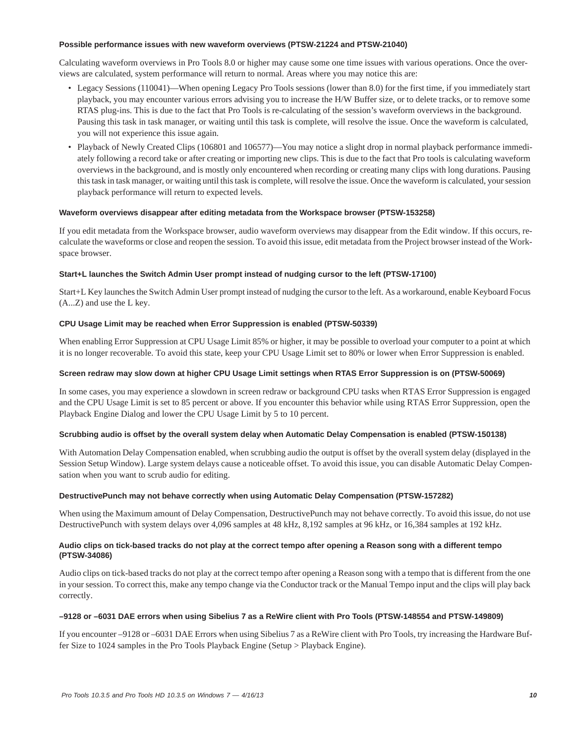#### Possible performance issues with new waveform overviews (PTSW-21224 and PTSW-21040)

Calculating waveform overviews in Pro Tools 8.0 or higher may cause some one time issues with various operations. Once the overviews are calculated, system performance will return to normal. Areas where you may notice this are:

- Legacy Sessions (110041)—When opening Legacy Pro Tools sessions (lower than 8.0) for the first time, if you immediately start playback, you may encounter various errors advising you to increase the H/W Buffer size, or to delete tracks, or to remove some RTAS plug-ins. This is due to the fact that Pro Tools is re-calculating of the session's waveform overviews in the background. Pausing this task in task manager, or waiting until this task is complete, will resolve the issue. Once the waveform is calculated, you will not experience this issue again.
- Playback of Newly Created Clips (106801 and 106577)—You may notice a slight drop in normal playback performance immediately following a record take or after creating or importing new clips. This is due to the fact that Pro tools is calculating waveform overviews in the background, and is mostly only encountered when recording or creating many clips with long durations. Pausing this task in task manager, or waiting until this task is complete, will resolve the issue. Once the waveform is calculated, your session playback performance will return to expected levels.

#### Waveform overviews disappear after editing metadata from the Workspace browser (PTSW-153258)

If you edit metadata from the Workspace browser, audio waveform overviews may disappear from the Edit window. If this occurs, recalculate the waveforms or close and reopen the session. To avoid this issue, edit metadata from the Project browser instead of the Workspace browser.

#### Start+L launches the Switch Admin User prompt instead of nudging cursor to the left (PTSW-17100)

Start+L Key launches the Switch Admin User prompt instead of nudging the cursor to the left. As a workaround, enable Keyboard Focus (A...Z) and use the L key.

#### CPU Usage Limit may be reached when Error Suppression is enabled (PTSW-50339)

When enabling Error Suppression at CPU Usage Limit 85% or higher, it may be possible to overload your computer to a point at which it is no longer recoverable. To avoid this state, keep your CPU Usage Limit set to 80% or lower when Error Suppression is enabled.

#### Screen redraw may slow down at higher CPU Usage Limit settings when RTAS Error Suppression is on (PTSW-50069)

In some cases, you may experience a slowdown in screen redraw or background CPU tasks when RTAS Error Suppression is engaged and the CPU Usage Limit is set to 85 percent or above. If you encounter this behavior while using RTAS Error Suppression, open the Playback Engine Dialog and lower the CPU Usage Limit by 5 to 10 percent.

#### Scrubbing audio is offset by the overall system delay when Automatic Delay Compensation is enabled (PTSW-150138)

With Automation Delay Compensation enabled, when scrubbing audio the output is offset by the overall system delay (displayed in the Session Setup Window). Large system delays cause a noticeable offset. To avoid this issue, you can disable Automatic Delay Compensation when you want to scrub audio for editing.

#### DestructivePunch may not behave correctly when using Automatic Delay Compensation (PTSW-157282)

When using the Maximum amount of Delay Compensation, DestructivePunch may not behave correctly. To avoid this issue, do not use DestructivePunch with system delays over 4,096 samples at 48 kHz, 8,192 samples at 96 kHz, or 16,384 samples at 192 kHz.

#### Audio clips on tick-based tracks do not play at the correct tempo after opening a Reason song with a different tempo (PTSW-34086)

Audio clips on tick-based tracks do not play at the correct tempo after opening a Reason song with a tempo that is different from the one in your session. To correct this, make any tempo change via the Conductor track or the Manual Tempo input and the clips will play back correctly.

#### –9128 or –6031 DAE errors when using Sibelius 7 as a ReWire client with Pro Tools (PTSW-148554 and PTSW-149809)

If you encounter –9128 or –6031 DAE Errors when using Sibelius 7 as a ReWire client with Pro Tools, try increasing the Hardware Buffer Size to 1024 samples in the Pro Tools Playback Engine (Setup > Playback Engine).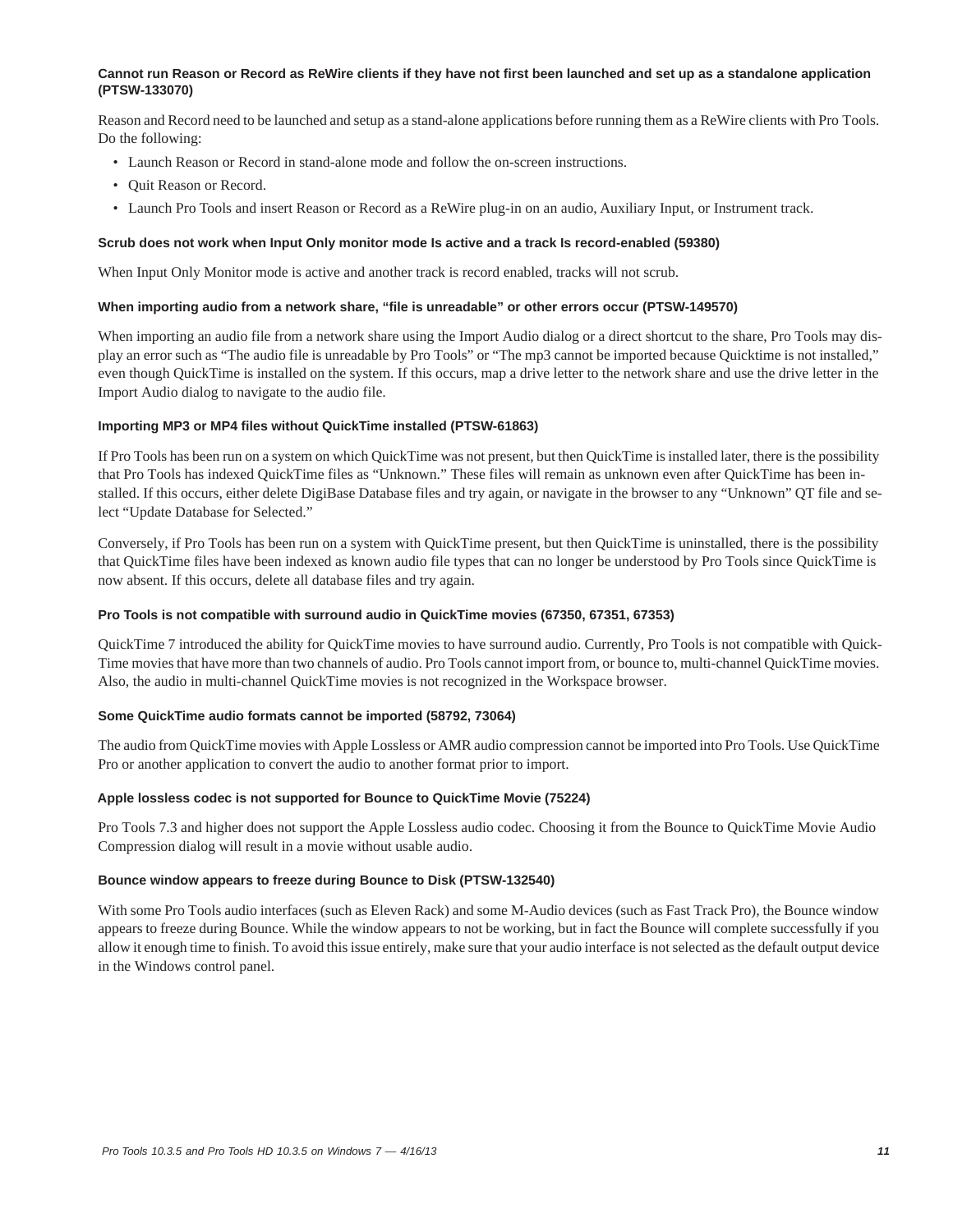### Cannot run Reason or Record as ReWire clients if they have not first been launched and set up as a standalone application (PTSW-133070)

Reason and Record need to be launched and setup as a stand-alone applications before running them as a ReWire clients with Pro Tools. Do the following:

- Launch Reason or Record in stand-alone mode and follow the on-screen instructions.
- Quit Reason or Record.
- Launch Pro Tools and insert Reason or Record as a ReWire plug-in on an audio, Auxiliary Input, or Instrument track.

### Scrub does not work when Input Only monitor mode Is active and a track Is record-enabled (59380)

When Input Only Monitor mode is active and another track is record enabled, tracks will not scrub.

### When importing audio from a network share, “file is unreadable” or other errors occur (PTSW-149570)

When importing an audio file from a network share using the Import Audio dialog or a direct shortcut to the share, Pro Tools may display an error such as “The audio file is unreadable by Pro Tools” or “The mp3 cannot be imported because Quicktime is not installed,” even though QuickTime is installed on the system. If this occurs, map a drive letter to the network share and use the drive letter in the Import Audio dialog to navigate to the audio file.

### Importing MP3 or MP4 files without QuickTime installed (PTSW-61863)

If Pro Tools has been run on a system on which QuickTime was not present, but then QuickTime is installed later, there is the possibility that Pro Tools has indexed QuickTime files as “Unknown.” These files will remain as unknown even after QuickTime has been installed. If this occurs, either delete DigiBase Database files and try again, or navigate in the browser to any “Unknown” QT file and select “Update Database for Selected.”

Conversely, if Pro Tools has been run on a system with QuickTime present, but then QuickTime is uninstalled, there is the possibility that QuickTime files have been indexed as known audio file types that can no longer be understood by Pro Tools since QuickTime is now absent. If this occurs, delete all database files and try again.

### Pro Tools is not compatible with surround audio in QuickTime movies (67350, 67351, 67353)

QuickTime 7 introduced the ability for QuickTime movies to have surround audio. Currently, Pro Tools is not compatible with QuickTime movies that have more than two channels of audio. Pro Tools cannot import from, or bounce to, multi-channel QuickTime movies. Also, the audio in multi-channel QuickTime movies is not recognized in the Workspace browser.

### Some QuickTime audio formats cannot be imported (58792, 73064)

The audio from QuickTime movies with Apple Lossless or AMR audio compression cannot be imported into Pro Tools. Use QuickTime Pro or another application to convert the audio to another format prior to import.

### Apple lossless codec is not supported for Bounce to QuickTime Movie (75224)

Pro Tools 7.3 and higher does not support the Apple Lossless audio codec. Choosing it from the Bounce to QuickTime Movie Audio Compression dialog will result in a movie without usable audio.

### Bounce window appears to freeze during Bounce to Disk (PTSW-132540)

With some Pro Tools audio interfaces (such as Eleven Rack) and some M-Audio devices (such as Fast Track Pro), the Bounce window appears to freeze during Bounce. While the window appears to not be working, but in fact the Bounce will complete successfully if you allow it enough time to finish. To avoid this issue entirely, make sure that your audio interface is not selected as the default output device in the Windows control panel.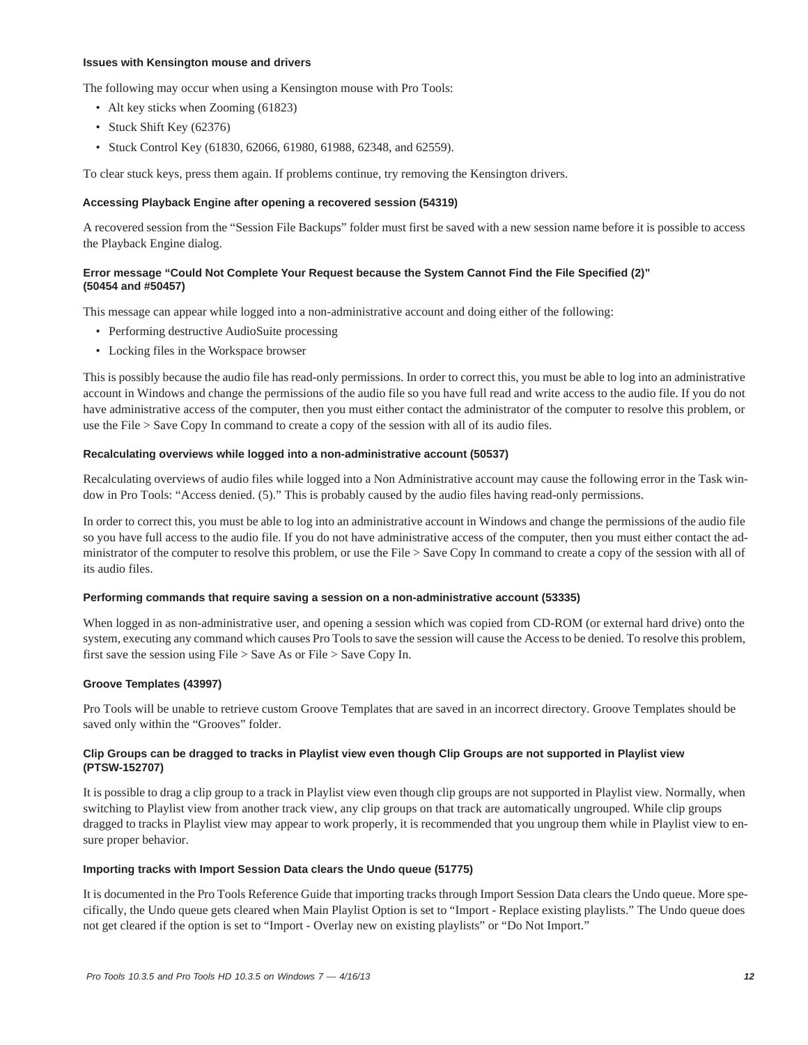#### Issues with Kensington mouse and drivers

The following may occur when using a Kensington mouse with Pro Tools:

- Alt key sticks when Zooming (61823)
- Stuck Shift Key (62376)
- Stuck Control Key (61830, 62066, 61980, 61988, 62348, and 62559).

To clear stuck keys, press them again. If problems continue, try removing the Kensington drivers.

#### Accessing Playback Engine after opening a recovered session (54319)

A recovered session from the "Session File Backups" folder must first be saved with a new session name before it is possible to access the Playback Engine dialog.

#### Error message "Could Not Complete Your Request because the System Cannot Find the File Specified (2)" (50454 and #50457)

This message can appear while logged into a non-administrative account and doing either of the following:

- Performing destructive AudioSuite processing
- Locking files in the Workspace browser

This is possibly because the audio file has read-only permissions. In order to correct this, you must be able to log into an administrative account in Windows and change the permissions of the audio file so you have full read and write access to the audio file. If you do not have administrative access of the computer, then you must either contact the administrator of the computer to resolve this problem, or use the File > Save Copy In command to create a copy of the session with all of its audio files.

#### Recalculating overviews while logged into a non-administrative account (50537)

Recalculating overviews of audio files while logged into a Non Administrative account may cause the following error in the Task window in Pro Tools: "Access denied. (5)." This is probably caused by the audio files having read-only permissions.

In order to correct this, you must be able to log into an administrative account in Windows and change the permissions of the audio file so you have full access to the audio file. If you do not have administrative access of the computer, then you must either contact the administrator of the computer to resolve this problem, or use the File > Save Copy In command to create a copy of the session with all of its audio files.

#### Performing commands that require saving a session on a non-administrative account (53335)

When logged in as non-administrative user, and opening a session which was copied from CD-ROM (or external hard drive) onto the system, executing any command which causes Pro Tools to save the session will cause the Access to be denied. To resolve this problem, first save the session using File > Save As or File > Save Copy In.

#### Groove Templates (43997)

Pro Tools will be unable to retrieve custom Groove Templates that are saved in an incorrect directory. Groove Templates should be saved only within the "Grooves" folder.

#### Clip Groups can be dragged to tracks in Playlist view even though Clip Groups are not supported in Playlist view (PTSW-152707)

It is possible to drag a clip group to a track in Playlist view even though clip groups are not supported in Playlist view. Normally, when switching to Playlist view from another track view, any clip groups on that track are automatically ungrouped. While clip groups dragged to tracks in Playlist view may appear to work properly, it is recommended that you ungroup them while in Playlist view to ensure proper behavior.

#### Importing tracks with Import Session Data clears the Undo queue (51775)

It is documented in the Pro Tools Reference Guide that importing tracks through Import Session Data clears the Undo queue. More specifically, the Undo queue gets cleared when Main Playlist Option is set to "Import - Replace existing playlists." The Undo queue does not get cleared if the option is set to "Import - Overlay new on existing playlists" or "Do Not Import."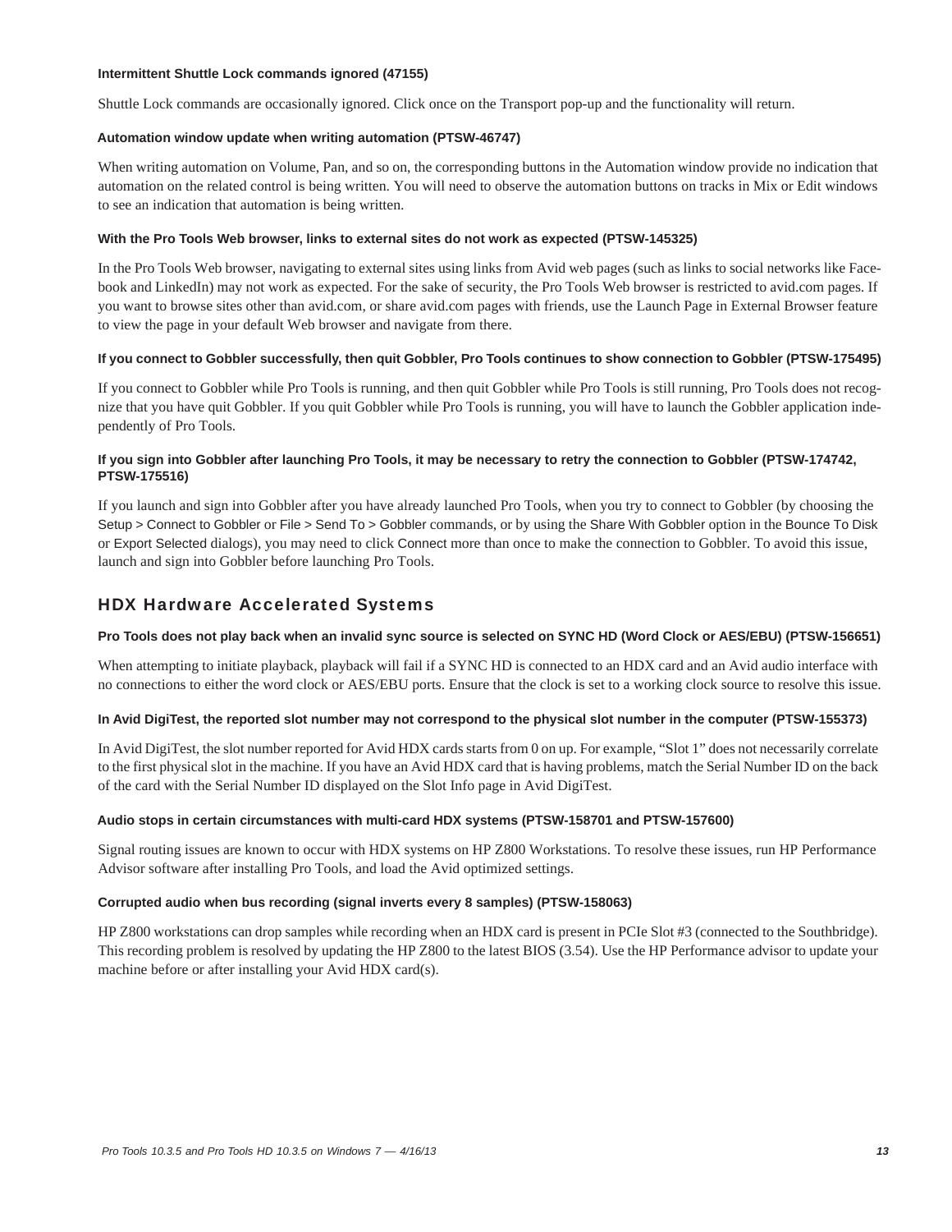#### Intermittent Shuttle Lock commands ignored (47155)

Shuttle Lock commands are occasionally ignored. Click once on the Transport pop-up and the functionality will return.

#### Automation window update when writing automation (PTSW-46747)

When writing automation on Volume, Pan, and so on, the corresponding buttons in the Automation window provide no indication that automation on the related control is being written. You will need to observe the automation buttons on tracks in Mix or Edit windows to see an indication that automation is being written.

#### With the Pro Tools Web browser, links to external sites do not work as expected (PTSW-145325)

In the Pro Tools Web browser, navigating to external sites using links from Avid web pages (such as links to social networks like Facebook and LinkedIn) may not work as expected. For the sake of security, the Pro Tools Web browser is restricted to avid.com pages. If you want to browse sites other than avid.com, or share avid.com pages with friends, use the Launch Page in External Browser feature to view the page in your default Web browser and navigate from there.

#### If you connect to Gobbler successfully, then quit Gobbler, Pro Tools continues to show connection to Gobbler (PTSW-175495)

If you connect to Gobbler while Pro Tools is running, and then quit Gobbler while Pro Tools is still running, Pro Tools does not recognize that you have quit Gobbler. If you quit Gobbler while Pro Tools is running, you will have to launch the Gobbler application independently of Pro Tools.

#### If you sign into Gobbler after launching Pro Tools, it may be necessary to retry the connection to Gobbler (PTSW-174742, PTSW-175516)

If you launch and sign into Gobbler after you have already launched Pro Tools, when you try to connect to Gobbler (by choosing the Setup > Connect to Gobbler or File > Send To > Gobbler commands, or by using the Share With Gobbler option in the Bounce To Disk or Export Selected dialogs), you may need to click Connect more than once to make the connection to Gobbler. To avoid this issue, launch and sign into Gobbler before launching Pro Tools.

## HDX Hardware Accelerated Systems

#### Pro Tools does not play back when an invalid sync source is selected on SYNC HD (Word Clock or AES/EBU) (PTSW-156651)

When attempting to initiate playback, playback will fail if a SYNC HD is connected to an HDX card and an Avid audio interface with no connections to either the word clock or AES/EBU ports. Ensure that the clock is set to a working clock source to resolve this issue.

#### In Avid DigiTest, the reported slot number may not correspond to the physical slot number in the computer (PTSW-155373)

In Avid DigiTest, the slot number reported for Avid HDX cards starts from 0 on up. For example, “Slot 1” does not necessarily correlate to the first physical slot in the machine. If you have an Avid HDX card that is having problems, match the Serial Number ID on the back of the card with the Serial Number ID displayed on the Slot Info page in Avid DigiTest.

#### Audio stops in certain circumstances with multi-card HDX systems (PTSW-158701 and PTSW-157600)

Signal routing issues are known to occur with HDX systems on HP Z800 Workstations. To resolve these issues, run HP Performance Advisor software after installing Pro Tools, and load the Avid optimized settings.

#### Corrupted audio when bus recording (signal inverts every 8 samples) (PTSW-158063)

HP Z800 workstations can drop samples while recording when an HDX card is present in PCIe Slot #3 (connected to the Southbridge). This recording problem is resolved by updating the HP Z800 to the latest BIOS (3.54). Use the HP Performance advisor to update your machine before or after installing your Avid HDX card(s).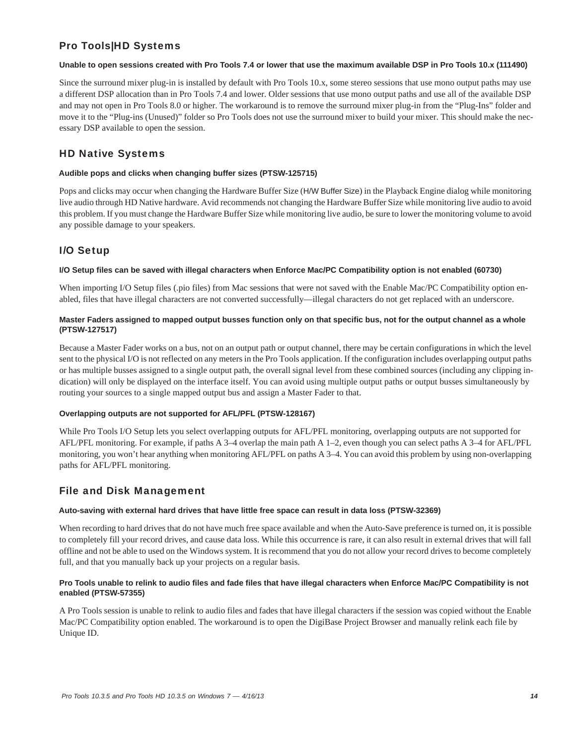## Pro Tools|HD Systems

#### Unable to open sessions created with Pro Tools 7.4 or lower that use the maximum available DSP in Pro Tools 10.x (111490)

Since the surround mixer plug-in is installed by default with Pro Tools 10.x, some stereo sessions that use mono output paths may use a different DSP allocation than in Pro Tools 7.4 and lower. Older sessions that use mono output paths and use all of the available DSP and may not open in Pro Tools 8.0 or higher. The workaround is to remove the surround mixer plug-in from the "Plug-Ins" folder and move it to the "Plug-ins (Unused)" folder so Pro Tools does not use the surround mixer to build your mixer. This should make the necessary DSP available to open the session.

## HD Native Systems

#### Audible pops and clicks when changing buffer sizes (PTSW-125715)

Pops and clicks may occur when changing the Hardware Buffer Size (H/W Buffer Size) in the Playback Engine dialog while monitoring live audio through HD Native hardware. Avid recommends not changing the Hardware Buffer Size while monitoring live audio to avoid this problem. If you must change the Hardware Buffer Size while monitoring live audio, be sure to lower the monitoring volume to avoid any possible damage to your speakers.

## I/O Setup

#### I/O Setup files can be saved with illegal characters when Enforce Mac/PC Compatibility option is not enabled (60730)

When importing I/O Setup files (.pio files) from Mac sessions that were not saved with the Enable Mac/PC Compatibility option enabled, files that have illegal characters are not converted successfully—illegal characters do not get replaced with an underscore.

#### Master Faders assigned to mapped output busses function only on that specific bus, not for the output channel as a whole (PTSW-127517)

Because a Master Fader works on a bus, not on an output path or output channel, there may be certain configurations in which the level sent to the physical I/O is not reflected on any meters in the Pro Tools application. If the configuration includes overlapping output paths or has multiple busses assigned to a single output path, the overall signal level from these combined sources (including any clipping indication) will only be displayed on the interface itself. You can avoid using multiple output paths or output busses simultaneously by routing your sources to a single mapped output bus and assign a Master Fader to that.

#### Overlapping outputs are not supported for AFL/PFL (PTSW-128167)

While Pro Tools I/O Setup lets you select overlapping outputs for AFL/PFL monitoring, overlapping outputs are not supported for AFL/PFL monitoring. For example, if paths A 3–4 overlap the main path A 1–2, even though you can select paths A 3–4 for AFL/PFL monitoring, you won't hear anything when monitoring AFL/PFL on paths A 3–4. You can avoid this problem by using non-overlapping paths for AFL/PFL monitoring.

## File and Disk Management

#### Auto-saving with external hard drives that have little free space can result in data loss (PTSW-32369)

When recording to hard drives that do not have much free space available and when the Auto-Save preference is turned on, it is possible to completely fill your record drives, and cause data loss. While this occurrence is rare, it can also result in external drives that will fall offline and not be able to used on the Windows system. It is recommend that you do not allow your record drives to become completely full, and that you manually back up your projects on a regular basis.

#### Pro Tools unable to relink to audio files and fade files that have illegal characters when Enforce Mac/PC Compatibility is not enabled (PTSW-57355)

A Pro Tools session is unable to relink to audio files and fades that have illegal characters if the session was copied without the Enable Mac/PC Compatibility option enabled. The workaround is to open the DigiBase Project Browser and manually relink each file by Unique ID.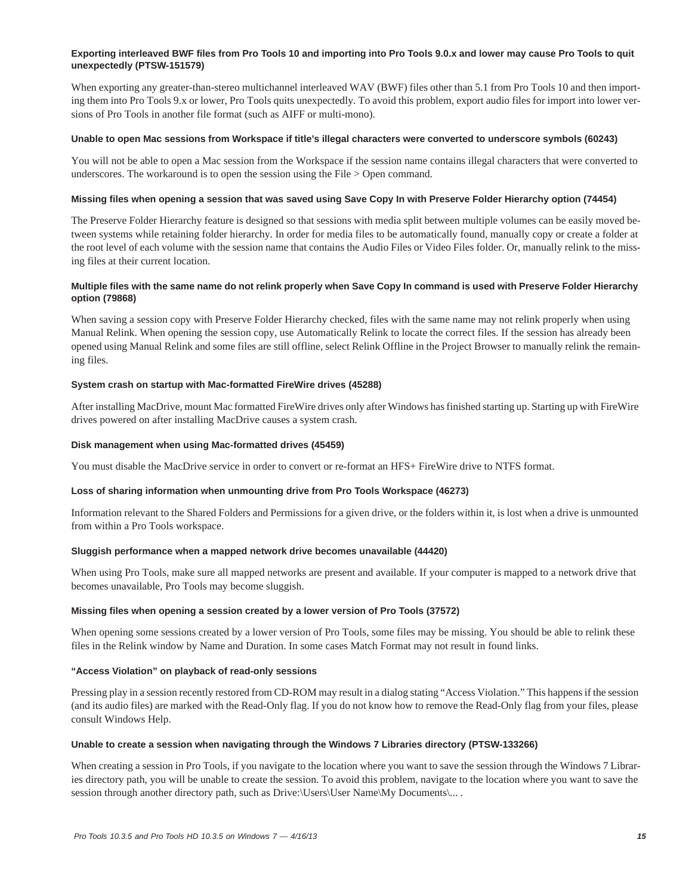#### Exporting interleaved BWF files from Pro Tools 10 and importing into Pro Tools 9.0.x and lower may cause Pro Tools to quit unexpectedly (PTSW-151579)

When exporting any greater-than-stereo multichannel interleaved WAV (BWF) files other than 5.1 from Pro Tools 10 and then importing them into Pro Tools 9.x or lower, Pro Tools quits unexpectedly. To avoid this problem, export audio files for import into lower versions of Pro Tools in another file format (such as AIFF or multi-mono).

#### Unable to open Mac sessions from Workspace if title's illegal characters were converted to underscore symbols (60243)

You will not be able to open a Mac session from the Workspace if the session name contains illegal characters that were converted to underscores. The workaround is to open the session using the File > Open command.

#### Missing files when opening a session that was saved using Save Copy In with Preserve Folder Hierarchy option (74454)

The Preserve Folder Hierarchy feature is designed so that sessions with media split between multiple volumes can be easily moved between systems while retaining folder hierarchy. In order for media files to be automatically found, manually copy or create a folder at the root level of each volume with the session name that contains the Audio Files or Video Files folder. Or, manually relink to the missing files at their current location.

#### Multiple files with the same name do not relink properly when Save Copy In command is used with Preserve Folder Hierarchy option (79868)

When saving a session copy with Preserve Folder Hierarchy checked, files with the same name may not relink properly when using Manual Relink. When opening the session copy, use Automatically Relink to locate the correct files. If the session has already been opened using Manual Relink and some files are still offline, select Relink Offline in the Project Browser to manually relink the remaining files.

#### System crash on startup with Mac-formatted FireWire drives (45288)

After installing MacDrive, mount Mac formatted FireWire drives only after Windows has finished starting up. Starting up with FireWire drives powered on after installing MacDrive causes a system crash.

#### Disk management when using Mac-formatted drives (45459)

You must disable the MacDrive service in order to convert or re-format an HFS+ FireWire drive to NTFS format.

#### Loss of sharing information when unmounting drive from Pro Tools Workspace (46273)

Information relevant to the Shared Folders and Permissions for a given drive, or the folders within it, is lost when a drive is unmounted from within a Pro Tools workspace.

#### Sluggish performance when a mapped network drive becomes unavailable (44420)

When using Pro Tools, make sure all mapped networks are present and available. If your computer is mapped to a network drive that becomes unavailable, Pro Tools may become sluggish.

#### Missing files when opening a session created by a lower version of Pro Tools (37572)

When opening some sessions created by a lower version of Pro Tools, some files may be missing. You should be able to relink these files in the Relink window by Name and Duration. In some cases Match Format may not result in found links.

#### "Access Violation" on playback of read-only sessions

Pressing play in a session recently restored from CD-ROM may result in a dialog stating "Access Violation." This happens if the session (and its audio files) are marked with the Read-Only flag. If you do not know how to remove the Read-Only flag from your files, please consult Windows Help.

#### Unable to create a session when navigating through the Windows 7 Libraries directory (PTSW-133266)

When creating a session in Pro Tools, if you navigate to the location where you want to save the session through the Windows 7 Libraries directory path, you will be unable to create the session. To avoid this problem, navigate to the location where you want to save the session through another directory path, such as Drive:\Users\User Name\My Documents\... .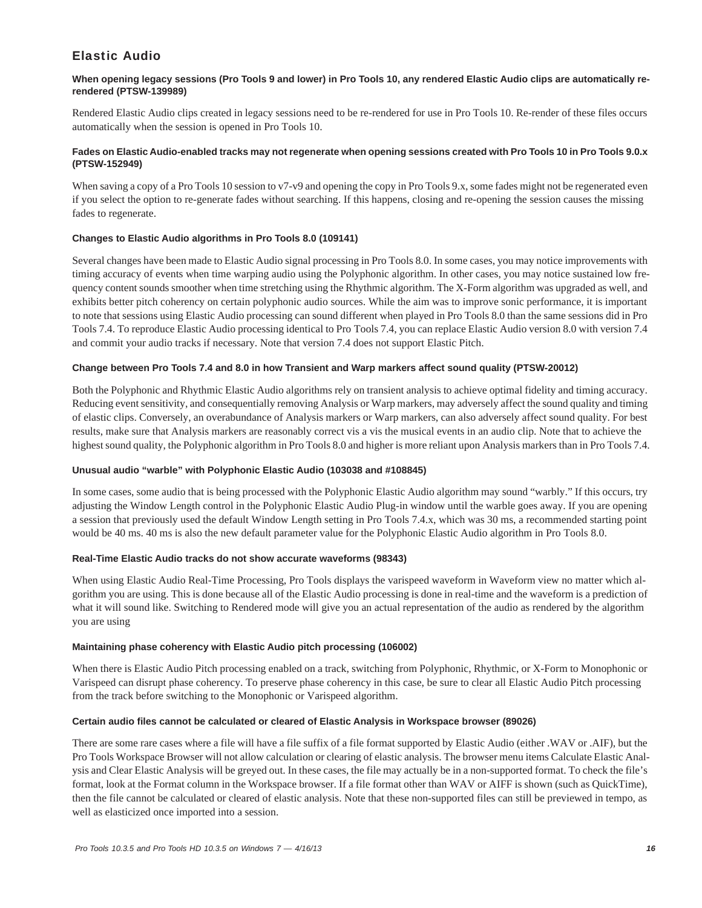## Elastic Audio

### When opening legacy sessions (Pro Tools 9 and lower) in Pro Tools 10, any rendered Elastic Audio clips are automatically re-rendered (PTSW-139989)

Rendered Elastic Audio clips created in legacy sessions need to be re-rendered for use in Pro Tools 10. Re-render of these files occurs automatically when the session is opened in Pro Tools 10.

### Fades on Elastic Audio-enabled tracks may not regenerate when opening sessions created with Pro Tools 10 in Pro Tools 9.0.x (PTSW-152949)

When saving a copy of a Pro Tools 10 session to v7-v9 and opening the copy in Pro Tools 9.x, some fades might not be regenerated even if you select the option to re-generate fades without searching. If this happens, closing and re-opening the session causes the missing fades to regenerate.

### Changes to Elastic Audio algorithms in Pro Tools 8.0 (109141)

Several changes have been made to Elastic Audio signal processing in Pro Tools 8.0. In some cases, you may notice improvements with timing accuracy of events when time warping audio using the Polyphonic algorithm. In other cases, you may notice sustained low frequency content sounds smoother when time stretching using the Rhythmic algorithm. The X-Form algorithm was upgraded as well, and exhibits better pitch coherency on certain polyphonic audio sources. While the aim was to improve sonic performance, it is important to note that sessions using Elastic Audio processing can sound different when played in Pro Tools 8.0 than the same sessions did in Pro Tools 7.4. To reproduce Elastic Audio processing identical to Pro Tools 7.4, you can replace Elastic Audio version 8.0 with version 7.4 and commit your audio tracks if necessary. Note that version 7.4 does not support Elastic Pitch.

### Change between Pro Tools 7.4 and 8.0 in how Transient and Warp markers affect sound quality (PTSW-20012)

Both the Polyphonic and Rhythmic Elastic Audio algorithms rely on transient analysis to achieve optimal fidelity and timing accuracy. Reducing event sensitivity, and consequentially removing Analysis or Warp markers, may adversely affect the sound quality and timing of elastic clips. Conversely, an overabundance of Analysis markers or Warp markers, can also adversely affect sound quality. For best results, make sure that Analysis markers are reasonably correct vis a vis the musical events in an audio clip. Note that to achieve the highest sound quality, the Polyphonic algorithm in Pro Tools 8.0 and higher is more reliant upon Analysis markers than in Pro Tools 7.4.

### Unusual audio “warble” with Polyphonic Elastic Audio (103038 and #108845)

In some cases, some audio that is being processed with the Polyphonic Elastic Audio algorithm may sound “warbly.” If this occurs, try adjusting the Window Length control in the Polyphonic Elastic Audio Plug-in window until the warble goes away. If you are opening a session that previously used the default Window Length setting in Pro Tools 7.4.x, which was 30 ms, a recommended starting point would be 40 ms. 40 ms is also the new default parameter value for the Polyphonic Elastic Audio algorithm in Pro Tools 8.0.

### Real-Time Elastic Audio tracks do not show accurate waveforms (98343)

When using Elastic Audio Real-Time Processing, Pro Tools displays the varispeed waveform in Waveform view no matter which algorithm you are using. This is done because all of the Elastic Audio processing is done in real-time and the waveform is a prediction of what it will sound like. Switching to Rendered mode will give you an actual representation of the audio as rendered by the algorithm you are using

### Maintaining phase coherency with Elastic Audio pitch processing (106002)

When there is Elastic Audio Pitch processing enabled on a track, switching from Polyphonic, Rhythmic, or X-Form to Monophonic or Varispeed can disrupt phase coherency. To preserve phase coherency in this case, be sure to clear all Elastic Audio Pitch processing from the track before switching to the Monophonic or Varispeed algorithm.

### Certain audio files cannot be calculated or cleared of Elastic Analysis in Workspace browser (89026)

There are some rare cases where a file will have a file suffix of a file format supported by Elastic Audio (either .WAV or .AIF), but the Pro Tools Workspace Browser will not allow calculation or clearing of elastic analysis. The browser menu items Calculate Elastic Analysis and Clear Elastic Analysis will be greyed out. In these cases, the file may actually be in a non-supported format. To check the file’s format, look at the Format column in the Workspace browser. If a file format other than WAV or AIFF is shown (such as QuickTime), then the file cannot be calculated or cleared of elastic analysis. Note that these non-supported files can still be previewed in tempo, as well as elasticized once imported into a session.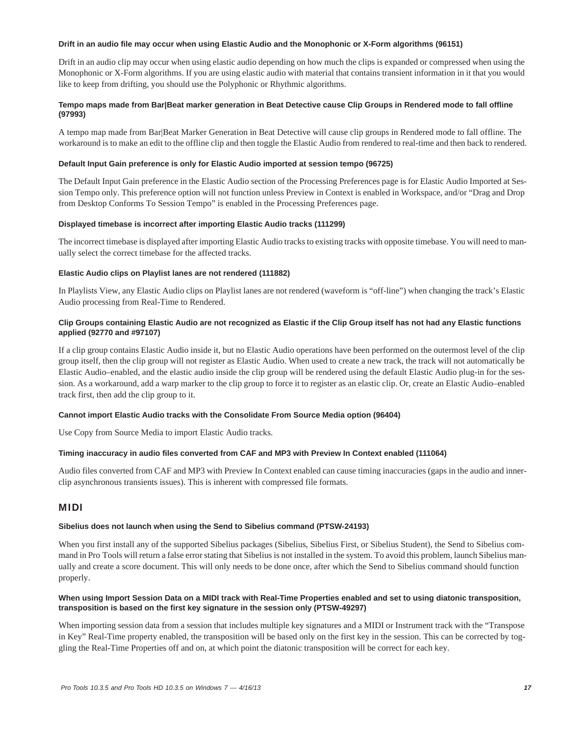#### Drift in an audio file may occur when using Elastic Audio and the Monophonic or X-Form algorithms (96151)

Drift in an audio clip may occur when using elastic audio depending on how much the clips is expanded or compressed when using the Monophonic or X-Form algorithms. If you are using elastic audio with material that contains transient information in it that you would like to keep from drifting, you should use the Polyphonic or Rhythmic algorithms.

#### Tempo maps made from Bar|Beat marker generation in Beat Detective cause Clip Groups in Rendered mode to fall offline (97993)

A tempo map made from Bar|Beat Marker Generation in Beat Detective will cause clip groups in Rendered mode to fall offline. The workaround is to make an edit to the offline clip and then toggle the Elastic Audio from rendered to real-time and then back to rendered.

#### Default Input Gain preference is only for Elastic Audio imported at session tempo (96725)

The Default Input Gain preference in the Elastic Audio section of the Processing Preferences page is for Elastic Audio Imported at Session Tempo only. This preference option will not function unless Preview in Context is enabled in Workspace, and/or "Drag and Drop from Desktop Conforms To Session Tempo" is enabled in the Processing Preferences page.

#### Displayed timebase is incorrect after importing Elastic Audio tracks (111299)

The incorrect timebase is displayed after importing Elastic Audio tracks to existing tracks with opposite timebase. You will need to manually select the correct timebase for the affected tracks.

#### Elastic Audio clips on Playlist lanes are not rendered (111882)

In Playlists View, any Elastic Audio clips on Playlist lanes are not rendered (waveform is "off-line") when changing the track's Elastic Audio processing from Real-Time to Rendered.

#### Clip Groups containing Elastic Audio are not recognized as Elastic if the Clip Group itself has not had any Elastic functions applied (92770 and #97107)

If a clip group contains Elastic Audio inside it, but no Elastic Audio operations have been performed on the outermost level of the clip group itself, then the clip group will not register as Elastic Audio. When used to create a new track, the track will not automatically be Elastic Audio–enabled, and the elastic audio inside the clip group will be rendered using the default Elastic Audio plug-in for the session. As a workaround, add a warp marker to the clip group to force it to register as an elastic clip. Or, create an Elastic Audio–enabled track first, then add the clip group to it.

#### Cannot import Elastic Audio tracks with the Consolidate From Source Media option (96404)

Use Copy from Source Media to import Elastic Audio tracks.

#### Timing inaccuracy in audio files converted from CAF and MP3 with Preview In Context enabled (111064)

Audio files converted from CAF and MP3 with Preview In Context enabled can cause timing inaccuracies (gaps in the audio and inner-clip asynchronous transients issues). This is inherent with compressed file formats.

## MIDI

#### Sibelius does not launch when using the Send to Sibelius command (PTSW-24193)

When you first install any of the supported Sibelius packages (Sibelius, Sibelius First, or Sibelius Student), the Send to Sibelius command in Pro Tools will return a false error stating that Sibelius is not installed in the system. To avoid this problem, launch Sibelius manually and create a score document. This will only needs to be done once, after which the Send to Sibelius command should function properly.

#### When using Import Session Data on a MIDI track with Real-Time Properties enabled and set to using diatonic transposition, transposition is based on the first key signature in the session only (PTSW-49297)

When importing session data from a session that includes multiple key signatures and a MIDI or Instrument track with the "Transpose in Key" Real-Time property enabled, the transposition will be based only on the first key in the session. This can be corrected by toggling the Real-Time Properties off and on, at which point the diatonic transposition will be correct for each key.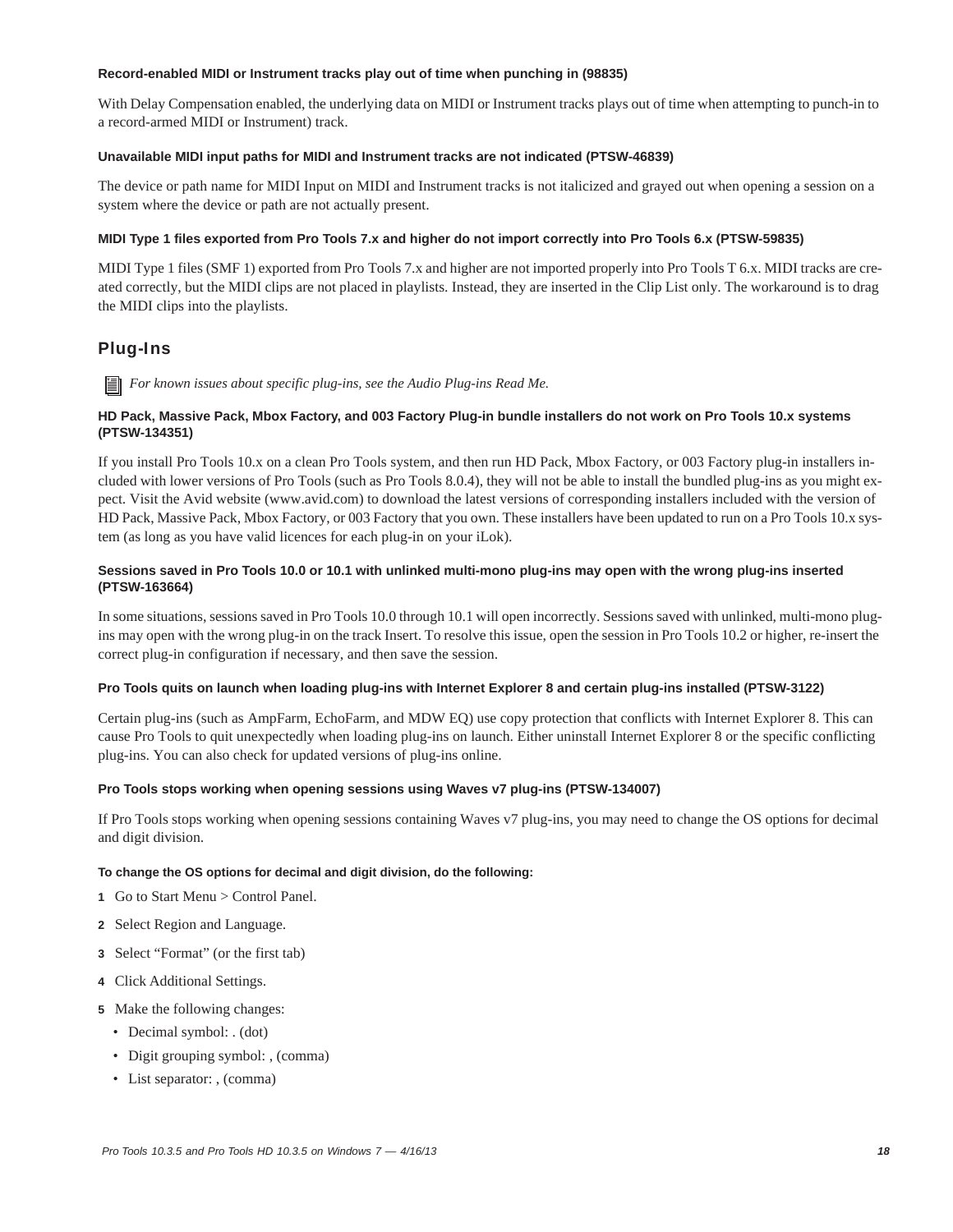**Record-enabled MIDI or Instrument tracks play out of time when punching in (98835)**

With Delay Compensation enabled, the underlying data on MIDI or Instrument tracks plays out of time when attempting to punch-in to a record-armed MIDI or Instrument) track.

**Unavailable MIDI input paths for MIDI and Instrument tracks are not indicated (PTSW-46839)**

The device or path name for MIDI Input on MIDI and Instrument tracks is not italicized and grayed out when opening a session on a system where the device or path are not actually present.

**MIDI Type 1 files exported from Pro Tools 7.x and higher do not import correctly into Pro Tools 6.x (PTSW-59835)**

MIDI Type 1 files (SMF 1) exported from Pro Tools 7.x and higher are not imported properly into Pro Tools T 6.x. MIDI tracks are created correctly, but the MIDI clips are not placed in playlists. Instead, they are inserted in the Clip List only. The workaround is to drag the MIDI clips into the playlists.

## Plug-Ins

*For known issues about specific plug-ins, see the Audio Plug-ins Read Me.*

**HD Pack, Massive Pack, Mbox Factory, and 003 Factory Plug-in bundle installers do not work on Pro Tools 10.x systems (PTSW-134351)**

If you install Pro Tools 10.x on a clean Pro Tools system, and then run HD Pack, Mbox Factory, or 003 Factory plug-in installers included with lower versions of Pro Tools (such as Pro Tools 8.0.4), they will not be able to install the bundled plug-ins as you might expect. Visit the Avid website (www.avid.com) to download the latest versions of corresponding installers included with the version of HD Pack, Massive Pack, Mbox Factory, or 003 Factory that you own. These installers have been updated to run on a Pro Tools 10.x system (as long as you have valid licences for each plug-in on your iLok).

**Sessions saved in Pro Tools 10.0 or 10.1 with unlinked multi-mono plug-ins may open with the wrong plug-ins inserted (PTSW-163664)**

In some situations, sessions saved in Pro Tools 10.0 through 10.1 will open incorrectly. Sessions saved with unlinked, multi-mono plug-ins may open with the wrong plug-in on the track Insert. To resolve this issue, open the session in Pro Tools 10.2 or higher, re-insert the correct plug-in configuration if necessary, and then save the session.

**Pro Tools quits on launch when loading plug-ins with Internet Explorer 8 and certain plug-ins installed (PTSW-3122)**

Certain plug-ins (such as AmpFarm, EchoFarm, and MDW EQ) use copy protection that conflicts with Internet Explorer 8. This can cause Pro Tools to quit unexpectedly when loading plug-ins on launch. Either uninstall Internet Explorer 8 or the specific conflicting plug-ins. You can also check for updated versions of plug-ins online.

**Pro Tools stops working when opening sessions using Waves v7 plug-ins (PTSW-134007)**

If Pro Tools stops working when opening sessions containing Waves v7 plug-ins, you may need to change the OS options for decimal and digit division.

**To change the OS options for decimal and digit division, do the following:**

1. Go to Start Menu > Control Panel.
2. Select Region and Language.
3. Select “Format” (or the first tab)
4. Click Additional Settings.
5. Make the following changes:
   - Decimal symbol: . (dot)
   - Digit grouping symbol: , (comma)
   - List separator: , (comma)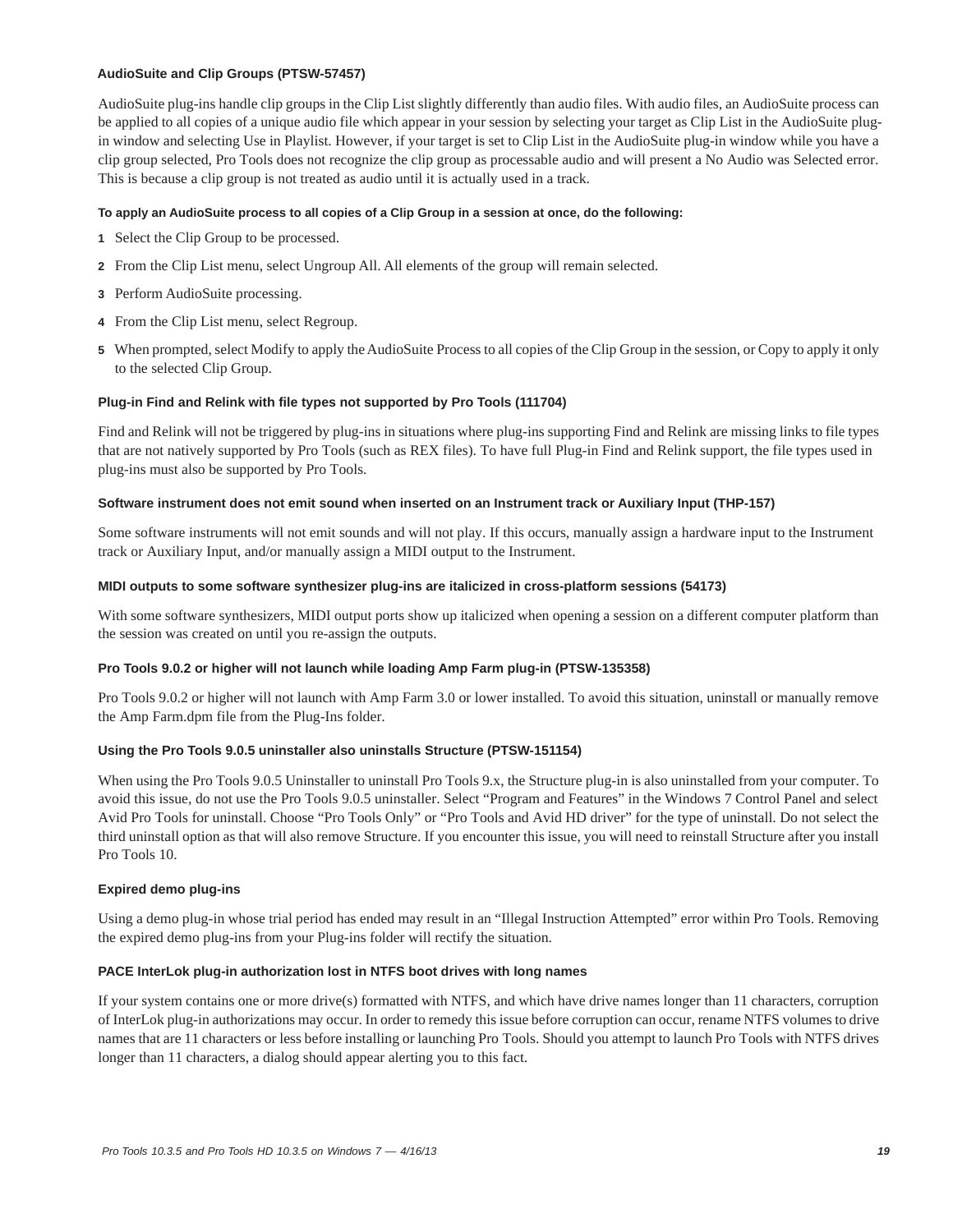### AudioSuite and Clip Groups (PTSW-57457)

AudioSuite plug-ins handle clip groups in the Clip List slightly differently than audio files. With audio files, an AudioSuite process can be applied to all copies of a unique audio file which appear in your session by selecting your target as Clip List in the AudioSuite plug-in window and selecting Use in Playlist. However, if your target is set to Clip List in the AudioSuite plug-in window while you have a clip group selected, Pro Tools does not recognize the clip group as processable audio and will present a No Audio was Selected error. This is because a clip group is not treated as audio until it is actually used in a track.

**To apply an AudioSuite process to all copies of a Clip Group in a session at once, do the following:**

1. Select the Clip Group to be processed.
2. From the Clip List menu, select Ungroup All. All elements of the group will remain selected.
3. Perform AudioSuite processing.
4. From the Clip List menu, select Regroup.
5. When prompted, select Modify to apply the AudioSuite Process to all copies of the Clip Group in the session, or Copy to apply it only to the selected Clip Group.

### Plug-in Find and Relink with file types not supported by Pro Tools (111704)

Find and Relink will not be triggered by plug-ins in situations where plug-ins supporting Find and Relink are missing links to file types that are not natively supported by Pro Tools (such as REX files). To have full Plug-in Find and Relink support, the file types used in plug-ins must also be supported by Pro Tools.

### Software instrument does not emit sound when inserted on an Instrument track or Auxiliary Input (THP-157)

Some software instruments will not emit sounds and will not play. If this occurs, manually assign a hardware input to the Instrument track or Auxiliary Input, and/or manually assign a MIDI output to the Instrument.

### MIDI outputs to some software synthesizer plug-ins are italicized in cross-platform sessions (54173)

With some software synthesizers, MIDI output ports show up italicized when opening a session on a different computer platform than the session was created on until you re-assign the outputs.

### Pro Tools 9.0.2 or higher will not launch while loading Amp Farm plug-in (PTSW-135358)

Pro Tools 9.0.2 or higher will not launch with Amp Farm 3.0 or lower installed. To avoid this situation, uninstall or manually remove the Amp Farm.dpm file from the Plug-Ins folder.

### Using the Pro Tools 9.0.5 uninstaller also uninstalls Structure (PTSW-151154)

When using the Pro Tools 9.0.5 Uninstaller to uninstall Pro Tools 9.x, the Structure plug-in is also uninstalled from your computer. To avoid this issue, do not use the Pro Tools 9.0.5 uninstaller. Select “Program and Features” in the Windows 7 Control Panel and select Avid Pro Tools for uninstall. Choose “Pro Tools Only” or “Pro Tools and Avid HD driver” for the type of uninstall. Do not select the third uninstall option as that will also remove Structure. If you encounter this issue, you will need to reinstall Structure after you install Pro Tools 10.

### Expired demo plug-ins

Using a demo plug-in whose trial period has ended may result in an “Illegal Instruction Attempted” error within Pro Tools. Removing the expired demo plug-ins from your Plug-ins folder will rectify the situation.

### PACE InterLok plug-in authorization lost in NTFS boot drives with long names

If your system contains one or more drive(s) formatted with NTFS, and which have drive names longer than 11 characters, corruption of InterLok plug-in authorizations may occur. In order to remedy this issue before corruption can occur, rename NTFS volumes to drive names that are 11 characters or less before installing or launching Pro Tools. Should you attempt to launch Pro Tools with NTFS drives longer than 11 characters, a dialog should appear alerting you to this fact.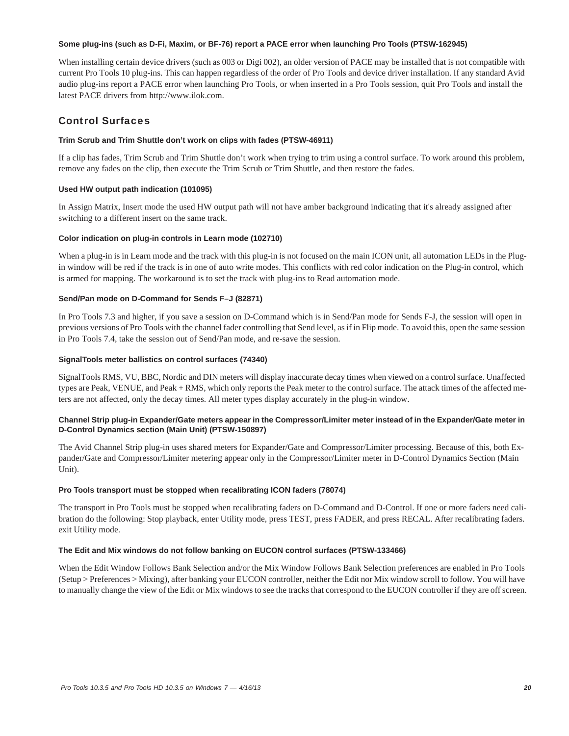#### Some plug-ins (such as D-Fi, Maxim, or BF-76) report a PACE error when launching Pro Tools (PTSW-162945)

When installing certain device drivers (such as 003 or Digi 002), an older version of PACE may be installed that is not compatible with current Pro Tools 10 plug-ins. This can happen regardless of the order of Pro Tools and device driver installation. If any standard Avid audio plug-ins report a PACE error when launching Pro Tools, or when inserted in a Pro Tools session, quit Pro Tools and install the latest PACE drivers from http://www.ilok.com.

## Control Surfaces

#### Trim Scrub and Trim Shuttle don't work on clips with fades (PTSW-46911)

If a clip has fades, Trim Scrub and Trim Shuttle don't work when trying to trim using a control surface. To work around this problem, remove any fades on the clip, then execute the Trim Scrub or Trim Shuttle, and then restore the fades.

#### Used HW output path indication (101095)

In Assign Matrix, Insert mode the used HW output path will not have amber background indicating that it's already assigned after switching to a different insert on the same track.

#### Color indication on plug-in controls in Learn mode (102710)

When a plug-in is in Learn mode and the track with this plug-in is not focused on the main ICON unit, all automation LEDs in the Plug-in window will be red if the track is in one of auto write modes. This conflicts with red color indication on the Plug-in control, which is armed for mapping. The workaround is to set the track with plug-ins to Read automation mode.

#### Send/Pan mode on D-Command for Sends F–J (82871)

In Pro Tools 7.3 and higher, if you save a session on D-Command which is in Send/Pan mode for Sends F-J, the session will open in previous versions of Pro Tools with the channel fader controlling that Send level, as if in Flip mode. To avoid this, open the same session in Pro Tools 7.4, take the session out of Send/Pan mode, and re-save the session.

#### SignalTools meter ballistics on control surfaces (74340)

SignalTools RMS, VU, BBC, Nordic and DIN meters will display inaccurate decay times when viewed on a control surface. Unaffected types are Peak, VENUE, and Peak + RMS, which only reports the Peak meter to the control surface. The attack times of the affected meters are not affected, only the decay times. All meter types display accurately in the plug-in window.

#### Channel Strip plug-in Expander/Gate meters appear in the Compressor/Limiter meter instead of in the Expander/Gate meter in D-Control Dynamics section (Main Unit) (PTSW-150897)

The Avid Channel Strip plug-in uses shared meters for Expander/Gate and Compressor/Limiter processing. Because of this, both Expander/Gate and Compressor/Limiter metering appear only in the Compressor/Limiter meter in D-Control Dynamics Section (Main Unit).

#### Pro Tools transport must be stopped when recalibrating ICON faders (78074)

The transport in Pro Tools must be stopped when recalibrating faders on D-Command and D-Control. If one or more faders need calibration do the following: Stop playback, enter Utility mode, press TEST, press FADER, and press RECAL. After recalibrating faders. exit Utility mode.

#### The Edit and Mix windows do not follow banking on EUCON control surfaces (PTSW-133466)

When the Edit Window Follows Bank Selection and/or the Mix Window Follows Bank Selection preferences are enabled in Pro Tools (Setup > Preferences > Mixing), after banking your EUCON controller, neither the Edit nor Mix window scroll to follow. You will have to manually change the view of the Edit or Mix windows to see the tracks that correspond to the EUCON controller if they are off screen.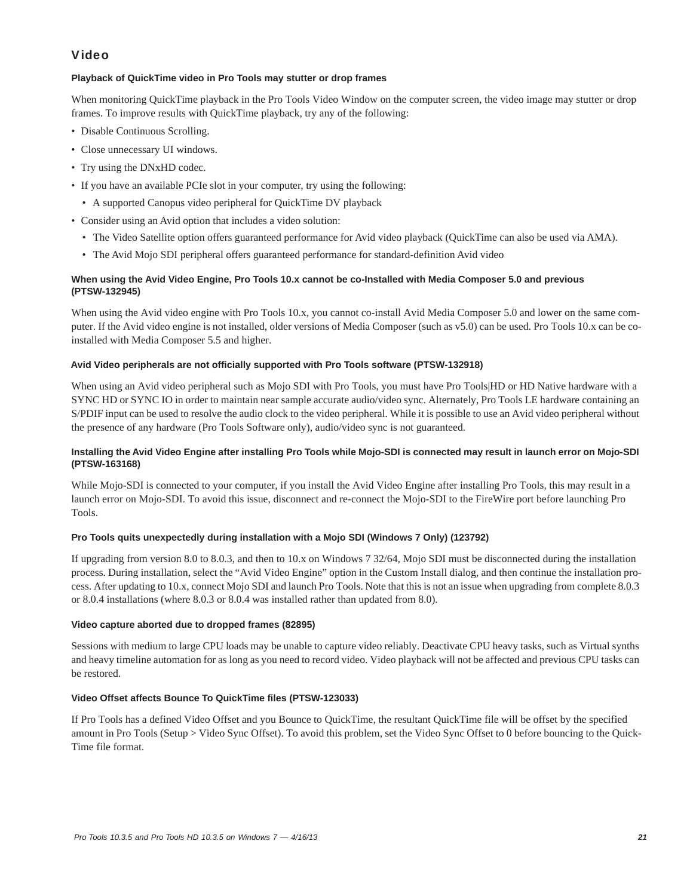## Video

#### Playback of QuickTime video in Pro Tools may stutter or drop frames

When monitoring QuickTime playback in the Pro Tools Video Window on the computer screen, the video image may stutter or drop frames. To improve results with QuickTime playback, try any of the following:

- Disable Continuous Scrolling.
- Close unnecessary UI windows.
- Try using the DNxHD codec.
- If you have an available PCIe slot in your computer, try using the following:
  - A supported Canopus video peripheral for QuickTime DV playback
- Consider using an Avid option that includes a video solution:
  - The Video Satellite option offers guaranteed performance for Avid video playback (QuickTime can also be used via AMA).
  - The Avid Mojo SDI peripheral offers guaranteed performance for standard-definition Avid video

#### When using the Avid Video Engine, Pro Tools 10.x cannot be co-Installed with Media Composer 5.0 and previous (PTSW-132945)

When using the Avid video engine with Pro Tools 10.x, you cannot co-install Avid Media Composer 5.0 and lower on the same computer. If the Avid video engine is not installed, older versions of Media Composer (such as v5.0) can be used. Pro Tools 10.x can be co-installed with Media Composer 5.5 and higher.

#### Avid Video peripherals are not officially supported with Pro Tools software (PTSW-132918)

When using an Avid video peripheral such as Mojo SDI with Pro Tools, you must have Pro Tools|HD or HD Native hardware with a SYNC HD or SYNC IO in order to maintain near sample accurate audio/video sync. Alternately, Pro Tools LE hardware containing an S/PDIF input can be used to resolve the audio clock to the video peripheral. While it is possible to use an Avid video peripheral without the presence of any hardware (Pro Tools Software only), audio/video sync is not guaranteed.

#### Installing the Avid Video Engine after installing Pro Tools while Mojo-SDI is connected may result in launch error on Mojo-SDI (PTSW-163168)

While Mojo-SDI is connected to your computer, if you install the Avid Video Engine after installing Pro Tools, this may result in a launch error on Mojo-SDI. To avoid this issue, disconnect and re-connect the Mojo-SDI to the FireWire port before launching Pro Tools.

#### Pro Tools quits unexpectedly during installation with a Mojo SDI (Windows 7 Only) (123792)

If upgrading from version 8.0 to 8.0.3, and then to 10.x on Windows 7 32/64, Mojo SDI must be disconnected during the installation process. During installation, select the "Avid Video Engine" option in the Custom Install dialog, and then continue the installation process. After updating to 10.x, connect Mojo SDI and launch Pro Tools. Note that this is not an issue when upgrading from complete 8.0.3 or 8.0.4 installations (where 8.0.3 or 8.0.4 was installed rather than updated from 8.0).

#### Video capture aborted due to dropped frames (82895)

Sessions with medium to large CPU loads may be unable to capture video reliably. Deactivate CPU heavy tasks, such as Virtual synths and heavy timeline automation for as long as you need to record video. Video playback will not be affected and previous CPU tasks can be restored.

#### Video Offset affects Bounce To QuickTime files (PTSW-123033)

If Pro Tools has a defined Video Offset and you Bounce to QuickTime, the resultant QuickTime file will be offset by the specified amount in Pro Tools (Setup > Video Sync Offset). To avoid this problem, set the Video Sync Offset to 0 before bouncing to the QuickTime file format.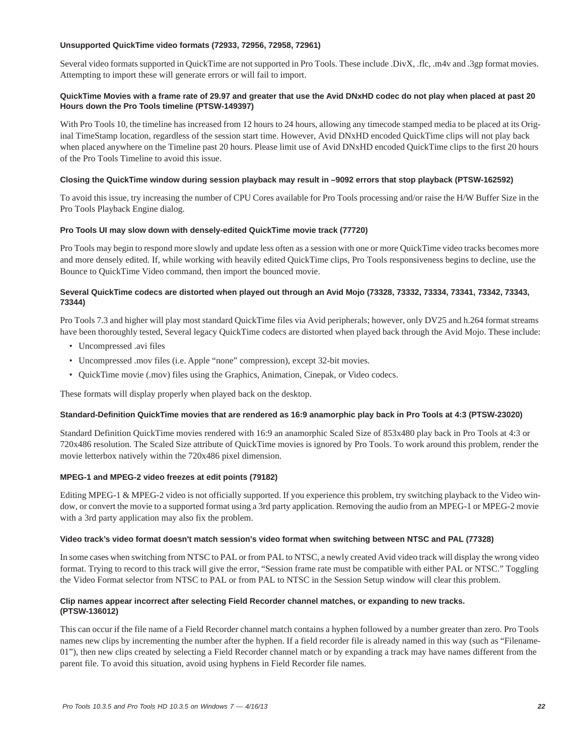#### Unsupported QuickTime video formats (72933, 72956, 72958, 72961)

Several video formats supported in QuickTime are not supported in Pro Tools. These include .DivX, .flc, .m4v and .3gp format movies. Attempting to import these will generate errors or will fail to import.

#### QuickTime Movies with a frame rate of 29.97 and greater that use the Avid DNxHD codec do not play when placed at past 20 Hours down the Pro Tools timeline (PTSW-149397)

With Pro Tools 10, the timeline has increased from 12 hours to 24 hours, allowing any timecode stamped media to be placed at its Original TimeStamp location, regardless of the session start time. However, Avid DNxHD encoded QuickTime clips will not play back when placed anywhere on the Timeline past 20 hours. Please limit use of Avid DNxHD encoded QuickTime clips to the first 20 hours of the Pro Tools Timeline to avoid this issue.

#### Closing the QuickTime window during session playback may result in –9092 errors that stop playback (PTSW-162592)

To avoid this issue, try increasing the number of CPU Cores available for Pro Tools processing and/or raise the H/W Buffer Size in the Pro Tools Playback Engine dialog.

#### Pro Tools UI may slow down with densely-edited QuickTime movie track (77720)

Pro Tools may begin to respond more slowly and update less often as a session with one or more QuickTime video tracks becomes more and more densely edited. If, while working with heavily edited QuickTime clips, Pro Tools responsiveness begins to decline, use the Bounce to QuickTime Video command, then import the bounced movie.

#### Several QuickTime codecs are distorted when played out through an Avid Mojo (73328, 73332, 73334, 73341, 73342, 73343, 73344)

Pro Tools 7.3 and higher will play most standard QuickTime files via Avid peripherals; however, only DV25 and h.264 format streams have been thoroughly tested, Several legacy QuickTime codecs are distorted when played back through the Avid Mojo. These include:

- Uncompressed .avi files
- Uncompressed .mov files (i.e. Apple “none” compression), except 32-bit movies.
- QuickTime movie (.mov) files using the Graphics, Animation, Cinepak, or Video codecs.

These formats will display properly when played back on the desktop.

#### Standard-Definition QuickTime movies that are rendered as 16:9 anamorphic play back in Pro Tools at 4:3 (PTSW-23020)

Standard Definition QuickTime movies rendered with 16:9 an anamorphic Scaled Size of 853x480 play back in Pro Tools at 4:3 or 720x486 resolution. The Scaled Size attribute of QuickTime movies is ignored by Pro Tools. To work around this problem, render the movie letterbox natively within the 720x486 pixel dimension.

#### MPEG-1 and MPEG-2 video freezes at edit points (79182)

Editing MPEG-1 & MPEG-2 video is not officially supported. If you experience this problem, try switching playback to the Video window, or convert the movie to a supported format using a 3rd party application. Removing the audio from an MPEG-1 or MPEG-2 movie with a 3rd party application may also fix the problem.

#### Video track’s video format doesn't match session's video format when switching between NTSC and PAL (77328)

In some cases when switching from NTSC to PAL or from PAL to NTSC, a newly created Avid video track will display the wrong video format. Trying to record to this track will give the error, “Session frame rate must be compatible with either PAL or NTSC.” Toggling the Video Format selector from NTSC to PAL or from PAL to NTSC in the Session Setup window will clear this problem.

#### Clip names appear incorrect after selecting Field Recorder channel matches, or expanding to new tracks. (PTSW-136012)

This can occur if the file name of a Field Recorder channel match contains a hyphen followed by a number greater than zero. Pro Tools names new clips by incrementing the number after the hyphen. If a field recorder file is already named in this way (such as “Filename-01”), then new clips created by selecting a Field Recorder channel match or by expanding a track may have names different from the parent file. To avoid this situation, avoid using hyphens in Field Recorder file names.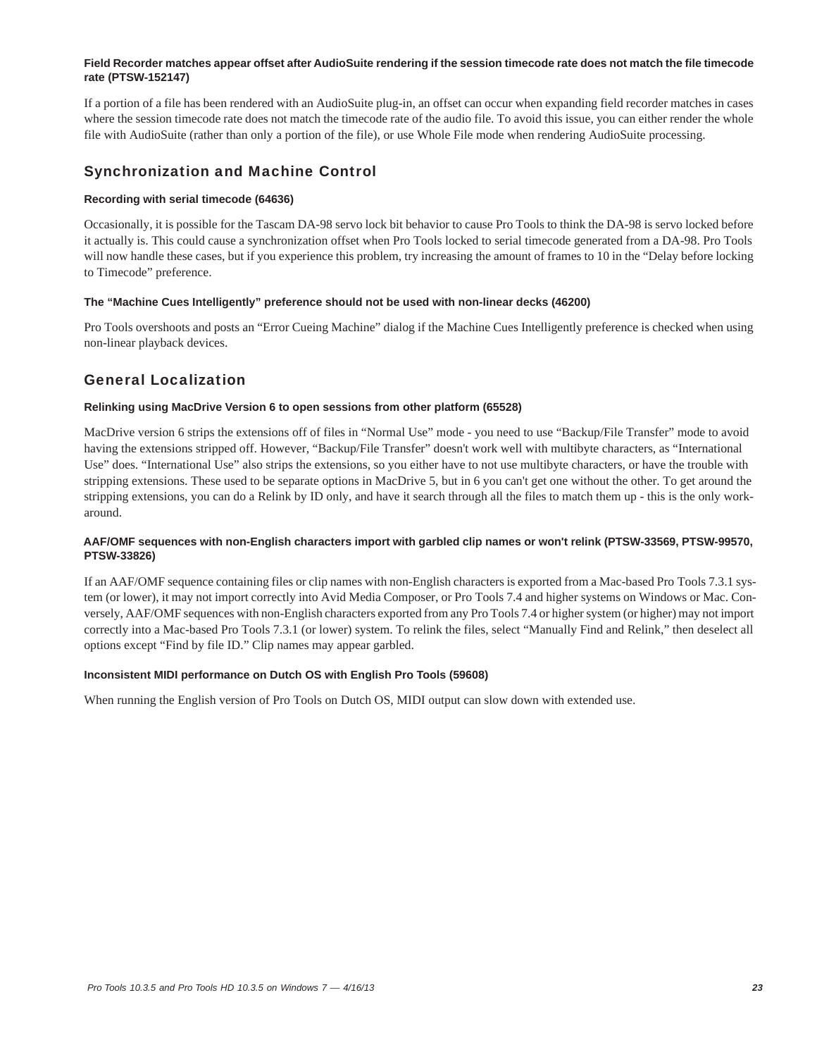#### Field Recorder matches appear offset after AudioSuite rendering if the session timecode rate does not match the file timecode rate (PTSW-152147)

If a portion of a file has been rendered with an AudioSuite plug-in, an offset can occur when expanding field recorder matches in cases where the session timecode rate does not match the timecode rate of the audio file. To avoid this issue, you can either render the whole file with AudioSuite (rather than only a portion of the file), or use Whole File mode when rendering AudioSuite processing.

## Synchronization and Machine Control

#### Recording with serial timecode (64636)

Occasionally, it is possible for the Tascam DA-98 servo lock bit behavior to cause Pro Tools to think the DA-98 is servo locked before it actually is. This could cause a synchronization offset when Pro Tools locked to serial timecode generated from a DA-98. Pro Tools will now handle these cases, but if you experience this problem, try increasing the amount of frames to 10 in the “Delay before locking to Timecode” preference.

#### The “Machine Cues Intelligently” preference should not be used with non-linear decks (46200)

Pro Tools overshoots and posts an “Error Cueing Machine” dialog if the Machine Cues Intelligently preference is checked when using non-linear playback devices.

## General Localization

#### Relinking using MacDrive Version 6 to open sessions from other platform (65528)

MacDrive version 6 strips the extensions off of files in “Normal Use” mode - you need to use “Backup/File Transfer” mode to avoid having the extensions stripped off. However, “Backup/File Transfer” doesn't work well with multibyte characters, as “International Use” does. “International Use” also strips the extensions, so you either have to not use multibyte characters, or have the trouble with stripping extensions. These used to be separate options in MacDrive 5, but in 6 you can't get one without the other. To get around the stripping extensions, you can do a Relink by ID only, and have it search through all the files to match them up - this is the only work-around.

#### AAF/OMF sequences with non-English characters import with garbled clip names or won't relink (PTSW-33569, PTSW-99570, PTSW-33826)

If an AAF/OMF sequence containing files or clip names with non-English characters is exported from a Mac-based Pro Tools 7.3.1 system (or lower), it may not import correctly into Avid Media Composer, or Pro Tools 7.4 and higher systems on Windows or Mac. Conversely, AAF/OMF sequences with non-English characters exported from any Pro Tools 7.4 or higher system (or higher) may not import correctly into a Mac-based Pro Tools 7.3.1 (or lower) system. To relink the files, select “Manually Find and Relink,” then deselect all options except “Find by file ID.” Clip names may appear garbled.

#### Inconsistent MIDI performance on Dutch OS with English Pro Tools (59608)

When running the English version of Pro Tools on Dutch OS, MIDI output can slow down with extended use.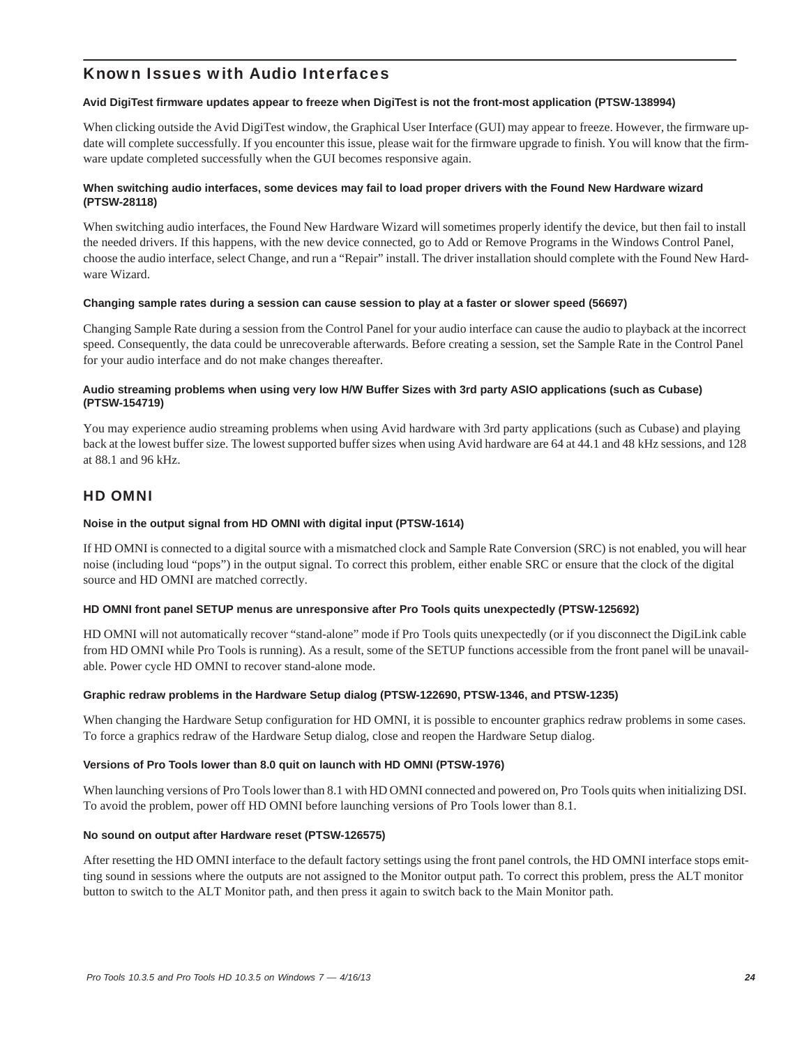## Known Issues with Audio Interfaces

**Avid DigiTest firmware updates appear to freeze when DigiTest is not the front-most application (PTSW-138994)**

When clicking outside the Avid DigiTest window, the Graphical User Interface (GUI) may appear to freeze. However, the firmware update will complete successfully. If you encounter this issue, please wait for the firmware upgrade to finish. You will know that the firmware update completed successfully when the GUI becomes responsive again.

**When switching audio interfaces, some devices may fail to load proper drivers with the Found New Hardware wizard (PTSW-28118)**

When switching audio interfaces, the Found New Hardware Wizard will sometimes properly identify the device, but then fail to install the needed drivers. If this happens, with the new device connected, go to Add or Remove Programs in the Windows Control Panel, choose the audio interface, select Change, and run a "Repair" install. The driver installation should complete with the Found New Hardware Wizard.

**Changing sample rates during a session can cause session to play at a faster or slower speed (56697)**

Changing Sample Rate during a session from the Control Panel for your audio interface can cause the audio to playback at the incorrect speed. Consequently, the data could be unrecoverable afterwards. Before creating a session, set the Sample Rate in the Control Panel for your audio interface and do not make changes thereafter.

**Audio streaming problems when using very low H/W Buffer Sizes with 3rd party ASIO applications (such as Cubase) (PTSW-154719)**

You may experience audio streaming problems when using Avid hardware with 3rd party applications (such as Cubase) and playing back at the lowest buffer size. The lowest supported buffer sizes when using Avid hardware are 64 at 44.1 and 48 kHz sessions, and 128 at 88.1 and 96 kHz.

### HD OMNI

**Noise in the output signal from HD OMNI with digital input (PTSW-1614)**

If HD OMNI is connected to a digital source with a mismatched clock and Sample Rate Conversion (SRC) is not enabled, you will hear noise (including loud "pops") in the output signal. To correct this problem, either enable SRC or ensure that the clock of the digital source and HD OMNI are matched correctly.

**HD OMNI front panel SETUP menus are unresponsive after Pro Tools quits unexpectedly (PTSW-125692)**

HD OMNI will not automatically recover "stand-alone" mode if Pro Tools quits unexpectedly (or if you disconnect the DigiLink cable from HD OMNI while Pro Tools is running). As a result, some of the SETUP functions accessible from the front panel will be unavailable. Power cycle HD OMNI to recover stand-alone mode.

**Graphic redraw problems in the Hardware Setup dialog (PTSW-122690, PTSW-1346, and PTSW-1235)**

When changing the Hardware Setup configuration for HD OMNI, it is possible to encounter graphics redraw problems in some cases. To force a graphics redraw of the Hardware Setup dialog, close and reopen the Hardware Setup dialog.

**Versions of Pro Tools lower than 8.0 quit on launch with HD OMNI (PTSW-1976)**

When launching versions of Pro Tools lower than 8.1 with HD OMNI connected and powered on, Pro Tools quits when initializing DSI. To avoid the problem, power off HD OMNI before launching versions of Pro Tools lower than 8.1.

**No sound on output after Hardware reset (PTSW-126575)**

After resetting the HD OMNI interface to the default factory settings using the front panel controls, the HD OMNI interface stops emitting sound in sessions where the outputs are not assigned to the Monitor output path. To correct this problem, press the ALT monitor button to switch to the ALT Monitor path, and then press it again to switch back to the Main Monitor path.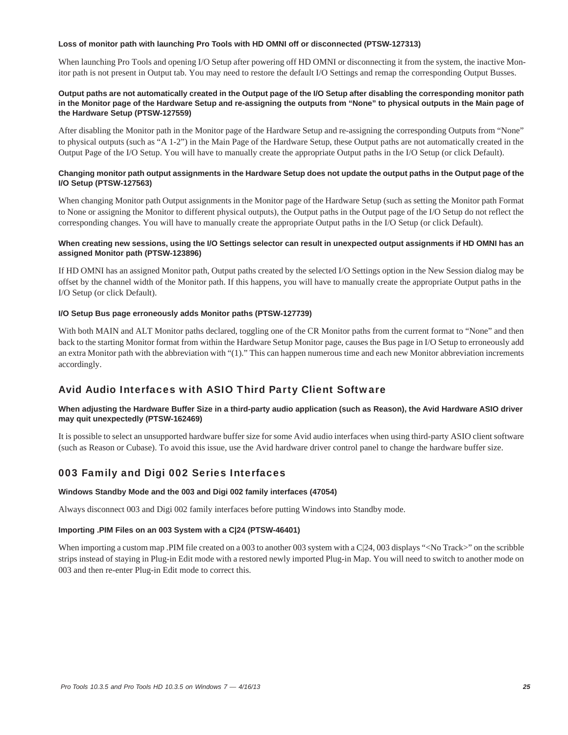#### Loss of monitor path with launching Pro Tools with HD OMNI off or disconnected (PTSW-127313)

When launching Pro Tools and opening I/O Setup after powering off HD OMNI or disconnecting it from the system, the inactive Monitor path is not present in Output tab. You may need to restore the default I/O Settings and remap the corresponding Output Busses.

#### Output paths are not automatically created in the Output page of the I/O Setup after disabling the corresponding monitor path in the Monitor page of the Hardware Setup and re-assigning the outputs from “None” to physical outputs in the Main page of the Hardware Setup (PTSW-127559)

After disabling the Monitor path in the Monitor page of the Hardware Setup and re-assigning the corresponding Outputs from “None” to physical outputs (such as “A 1-2”) in the Main Page of the Hardware Setup, these Output paths are not automatically created in the Output Page of the I/O Setup. You will have to manually create the appropriate Output paths in the I/O Setup (or click Default).

#### Changing monitor path output assignments in the Hardware Setup does not update the output paths in the Output page of the I/O Setup (PTSW-127563)

When changing Monitor path Output assignments in the Monitor page of the Hardware Setup (such as setting the Monitor path Format to None or assigning the Monitor to different physical outputs), the Output paths in the Output page of the I/O Setup do not reflect the corresponding changes. You will have to manually create the appropriate Output paths in the I/O Setup (or click Default).

#### When creating new sessions, using the I/O Settings selector can result in unexpected output assignments if HD OMNI has an assigned Monitor path (PTSW-123896)

If HD OMNI has an assigned Monitor path, Output paths created by the selected I/O Settings option in the New Session dialog may be offset by the channel width of the Monitor path. If this happens, you will have to manually create the appropriate Output paths in the I/O Setup (or click Default).

#### I/O Setup Bus page erroneously adds Monitor paths (PTSW-127739)

With both MAIN and ALT Monitor paths declared, toggling one of the CR Monitor paths from the current format to “None” and then back to the starting Monitor format from within the Hardware Setup Monitor page, causes the Bus page in I/O Setup to erroneously add an extra Monitor path with the abbreviation with “(1).” This can happen numerous time and each new Monitor abbreviation increments accordingly.

## Avid Audio Interfaces with ASIO Third Party Client Software

#### When adjusting the Hardware Buffer Size in a third-party audio application (such as Reason), the Avid Hardware ASIO driver may quit unexpectedly (PTSW-162469)

It is possible to select an unsupported hardware buffer size for some Avid audio interfaces when using third-party ASIO client software (such as Reason or Cubase). To avoid this issue, use the Avid hardware driver control panel to change the hardware buffer size.

## 003 Family and Digi 002 Series Interfaces

#### Windows Standby Mode and the 003 and Digi 002 family interfaces (47054)

Always disconnect 003 and Digi 002 family interfaces before putting Windows into Standby mode.

#### Importing .PIM Files on an 003 System with a C|24 (PTSW-46401)

When importing a custom map .PIM file created on a 003 to another 003 system with a C|24, 003 displays “<No Track>” on the scribble strips instead of staying in Plug-in Edit mode with a restored newly imported Plug-in Map. You will need to switch to another mode on 003 and then re-enter Plug-in Edit mode to correct this.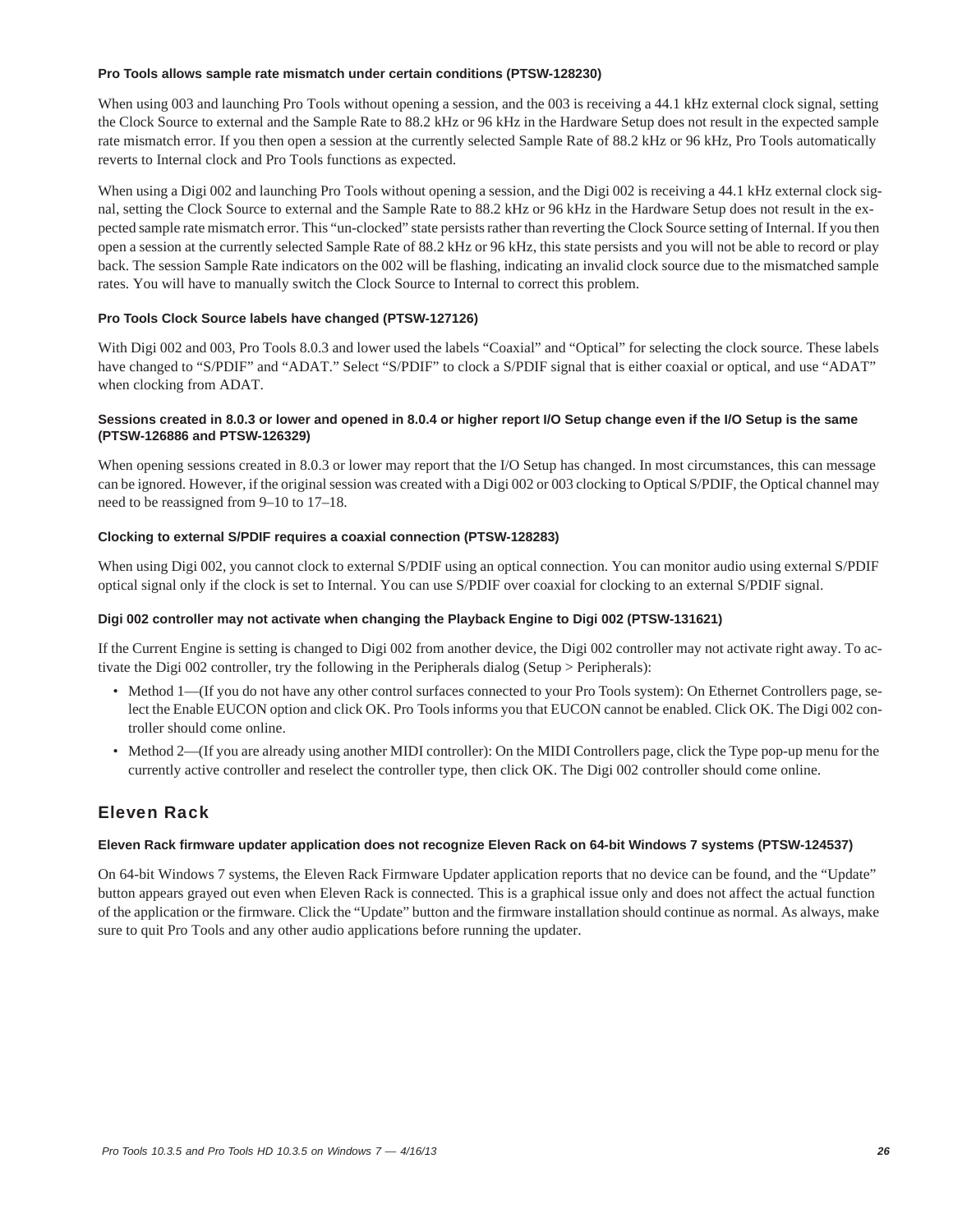**Pro Tools allows sample rate mismatch under certain conditions (PTSW-128230)**

When using 003 and launching Pro Tools without opening a session, and the 003 is receiving a 44.1 kHz external clock signal, setting the Clock Source to external and the Sample Rate to 88.2 kHz or 96 kHz in the Hardware Setup does not result in the expected sample rate mismatch error. If you then open a session at the currently selected Sample Rate of 88.2 kHz or 96 kHz, Pro Tools automatically reverts to Internal clock and Pro Tools functions as expected.

When using a Digi 002 and launching Pro Tools without opening a session, and the Digi 002 is receiving a 44.1 kHz external clock signal, setting the Clock Source to external and the Sample Rate to 88.2 kHz or 96 kHz in the Hardware Setup does not result in the expected sample rate mismatch error. This "un-clocked" state persists rather than reverting the Clock Source setting of Internal. If you then open a session at the currently selected Sample Rate of 88.2 kHz or 96 kHz, this state persists and you will not be able to record or play back. The session Sample Rate indicators on the 002 will be flashing, indicating an invalid clock source due to the mismatched sample rates. You will have to manually switch the Clock Source to Internal to correct this problem.

**Pro Tools Clock Source labels have changed (PTSW-127126)**

With Digi 002 and 003, Pro Tools 8.0.3 and lower used the labels "Coaxial" and "Optical" for selecting the clock source. These labels have changed to "S/PDIF" and "ADAT." Select "S/PDIF" to clock a S/PDIF signal that is either coaxial or optical, and use "ADAT" when clocking from ADAT.

**Sessions created in 8.0.3 or lower and opened in 8.0.4 or higher report I/O Setup change even if the I/O Setup is the same (PTSW-126886 and PTSW-126329)**

When opening sessions created in 8.0.3 or lower may report that the I/O Setup has changed. In most circumstances, this can message can be ignored. However, if the original session was created with a Digi 002 or 003 clocking to Optical S/PDIF, the Optical channel may need to be reassigned from 9–10 to 17–18.

**Clocking to external S/PDIF requires a coaxial connection (PTSW-128283)**

When using Digi 002, you cannot clock to external S/PDIF using an optical connection. You can monitor audio using external S/PDIF optical signal only if the clock is set to Internal. You can use S/PDIF over coaxial for clocking to an external S/PDIF signal.

**Digi 002 controller may not activate when changing the Playback Engine to Digi 002 (PTSW-131621)**

If the Current Engine is setting is changed to Digi 002 from another device, the Digi 002 controller may not activate right away. To activate the Digi 002 controller, try the following in the Peripherals dialog (Setup > Peripherals):

- Method 1—(If you do not have any other control surfaces connected to your Pro Tools system): On Ethernet Controllers page, select the Enable EUCON option and click OK. Pro Tools informs you that EUCON cannot be enabled. Click OK. The Digi 002 controller should come online.
- Method 2—(If you are already using another MIDI controller): On the MIDI Controllers page, click the Type pop-up menu for the currently active controller and reselect the controller type, then click OK. The Digi 002 controller should come online.

## Eleven Rack

**Eleven Rack firmware updater application does not recognize Eleven Rack on 64-bit Windows 7 systems (PTSW-124537)**

On 64-bit Windows 7 systems, the Eleven Rack Firmware Updater application reports that no device can be found, and the "Update" button appears grayed out even when Eleven Rack is connected. This is a graphical issue only and does not affect the actual function of the application or the firmware. Click the "Update" button and the firmware installation should continue as normal. As always, make sure to quit Pro Tools and any other audio applications before running the updater.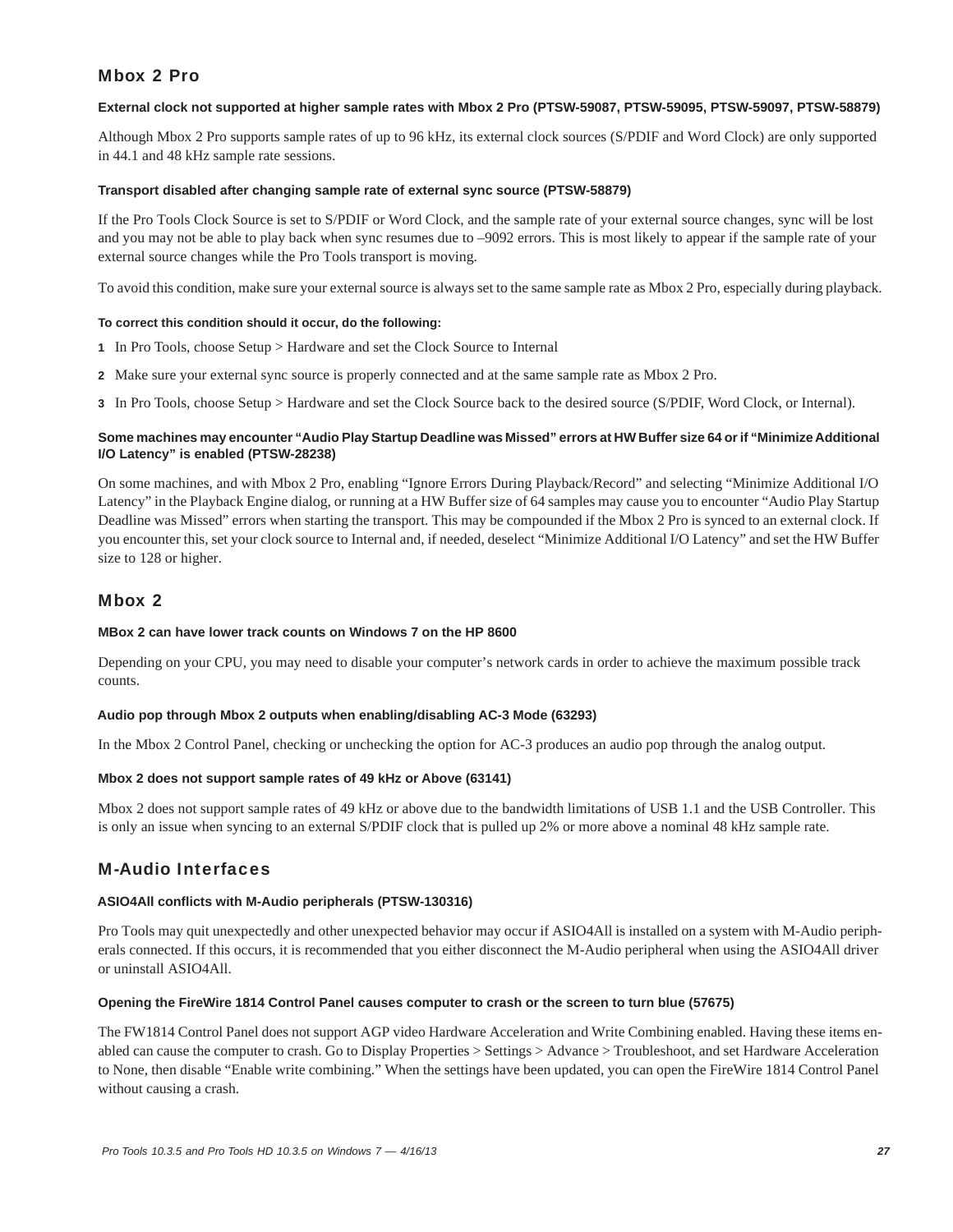## Mbox 2 Pro

#### External clock not supported at higher sample rates with Mbox 2 Pro (PTSW-59087, PTSW-59095, PTSW-59097, PTSW-58879)

Although Mbox 2 Pro supports sample rates of up to 96 kHz, its external clock sources (S/PDIF and Word Clock) are only supported in 44.1 and 48 kHz sample rate sessions.

#### Transport disabled after changing sample rate of external sync source (PTSW-58879)

If the Pro Tools Clock Source is set to S/PDIF or Word Clock, and the sample rate of your external source changes, sync will be lost and you may not be able to play back when sync resumes due to –9092 errors. This is most likely to appear if the sample rate of your external source changes while the Pro Tools transport is moving.

To avoid this condition, make sure your external source is always set to the same sample rate as Mbox 2 Pro, especially during playback.

**To correct this condition should it occur, do the following:**

1 In Pro Tools, choose Setup > Hardware and set the Clock Source to Internal

2 Make sure your external sync source is properly connected and at the same sample rate as Mbox 2 Pro.

3 In Pro Tools, choose Setup > Hardware and set the Clock Source back to the desired source (S/PDIF, Word Clock, or Internal).

#### Some machines may encounter "Audio Play Startup Deadline was Missed" errors at HW Buffer size 64 or if "Minimize Additional I/O Latency" is enabled (PTSW-28238)

On some machines, and with Mbox 2 Pro, enabling "Ignore Errors During Playback/Record" and selecting "Minimize Additional I/O Latency" in the Playback Engine dialog, or running at a HW Buffer size of 64 samples may cause you to encounter "Audio Play Startup Deadline was Missed" errors when starting the transport. This may be compounded if the Mbox 2 Pro is synced to an external clock. If you encounter this, set your clock source to Internal and, if needed, deselect "Minimize Additional I/O Latency" and set the HW Buffer size to 128 or higher.

## Mbox 2

#### MBox 2 can have lower track counts on Windows 7 on the HP 8600

Depending on your CPU, you may need to disable your computer's network cards in order to achieve the maximum possible track counts.

#### Audio pop through Mbox 2 outputs when enabling/disabling AC-3 Mode (63293)

In the Mbox 2 Control Panel, checking or unchecking the option for AC-3 produces an audio pop through the analog output.

#### Mbox 2 does not support sample rates of 49 kHz or Above (63141)

Mbox 2 does not support sample rates of 49 kHz or above due to the bandwidth limitations of USB 1.1 and the USB Controller. This is only an issue when syncing to an external S/PDIF clock that is pulled up 2% or more above a nominal 48 kHz sample rate.

## M-Audio Interfaces

#### ASIO4All conflicts with M-Audio peripherals (PTSW-130316)

Pro Tools may quit unexpectedly and other unexpected behavior may occur if ASIO4All is installed on a system with M-Audio peripherals connected. If this occurs, it is recommended that you either disconnect the M-Audio peripheral when using the ASIO4All driver or uninstall ASIO4All.

#### Opening the FireWire 1814 Control Panel causes computer to crash or the screen to turn blue (57675)

The FW1814 Control Panel does not support AGP video Hardware Acceleration and Write Combining enabled. Having these items enabled can cause the computer to crash. Go to Display Properties > Settings > Advance > Troubleshoot, and set Hardware Acceleration to None, then disable "Enable write combining." When the settings have been updated, you can open the FireWire 1814 Control Panel without causing a crash.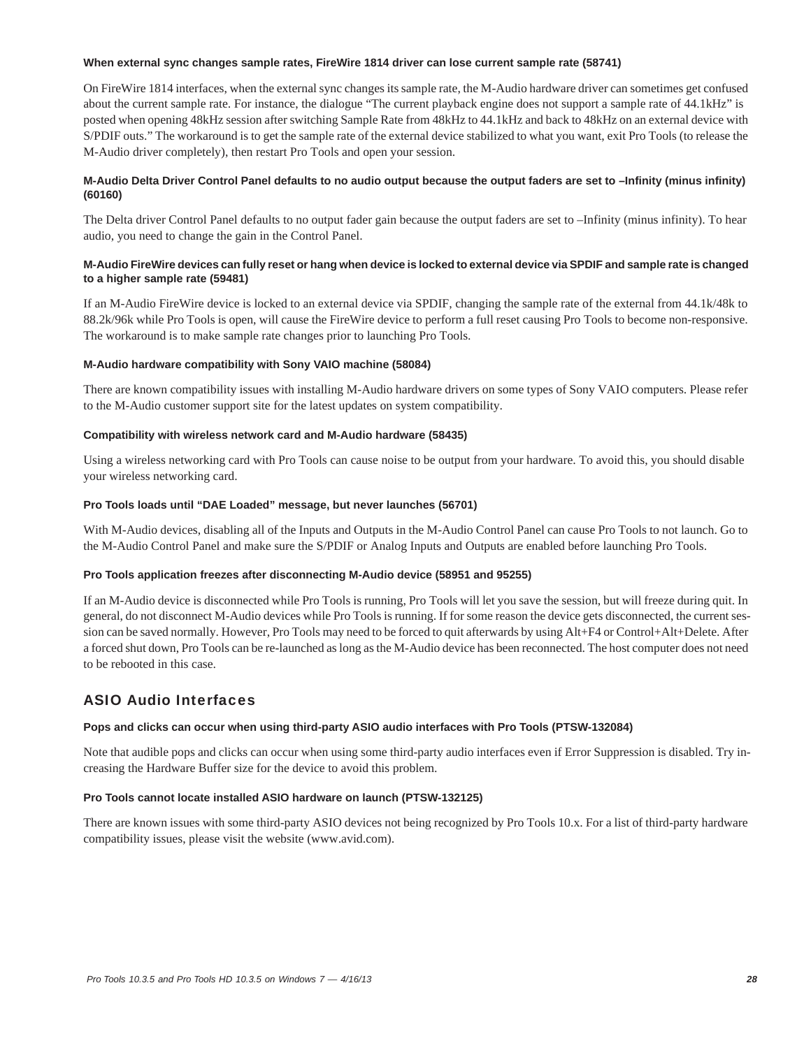#### When external sync changes sample rates, FireWire 1814 driver can lose current sample rate (58741)

On FireWire 1814 interfaces, when the external sync changes its sample rate, the M-Audio hardware driver can sometimes get confused about the current sample rate. For instance, the dialogue "The current playback engine does not support a sample rate of 44.1kHz" is posted when opening 48kHz session after switching Sample Rate from 48kHz to 44.1kHz and back to 48kHz on an external device with S/PDIF outs." The workaround is to get the sample rate of the external device stabilized to what you want, exit Pro Tools (to release the M-Audio driver completely), then restart Pro Tools and open your session.

#### M-Audio Delta Driver Control Panel defaults to no audio output because the output faders are set to –Infinity (minus infinity) (60160)

The Delta driver Control Panel defaults to no output fader gain because the output faders are set to –Infinity (minus infinity). To hear audio, you need to change the gain in the Control Panel.

#### M-Audio FireWire devices can fully reset or hang when device is locked to external device via SPDIF and sample rate is changed to a higher sample rate (59481)

If an M-Audio FireWire device is locked to an external device via SPDIF, changing the sample rate of the external from 44.1k/48k to 88.2k/96k while Pro Tools is open, will cause the FireWire device to perform a full reset causing Pro Tools to become non-responsive. The workaround is to make sample rate changes prior to launching Pro Tools.

#### M-Audio hardware compatibility with Sony VAIO machine (58084)

There are known compatibility issues with installing M-Audio hardware drivers on some types of Sony VAIO computers. Please refer to the M-Audio customer support site for the latest updates on system compatibility.

#### Compatibility with wireless network card and M-Audio hardware (58435)

Using a wireless networking card with Pro Tools can cause noise to be output from your hardware. To avoid this, you should disable your wireless networking card.

#### Pro Tools loads until "DAE Loaded" message, but never launches (56701)

With M-Audio devices, disabling all of the Inputs and Outputs in the M-Audio Control Panel can cause Pro Tools to not launch. Go to the M-Audio Control Panel and make sure the S/PDIF or Analog Inputs and Outputs are enabled before launching Pro Tools.

#### Pro Tools application freezes after disconnecting M-Audio device (58951 and 95255)

If an M-Audio device is disconnected while Pro Tools is running, Pro Tools will let you save the session, but will freeze during quit. In general, do not disconnect M-Audio devices while Pro Tools is running. If for some reason the device gets disconnected, the current session can be saved normally. However, Pro Tools may need to be forced to quit afterwards by using Alt+F4 or Control+Alt+Delete. After a forced shut down, Pro Tools can be re-launched as long as the M-Audio device has been reconnected. The host computer does not need to be rebooted in this case.

## ASIO Audio Interfaces

#### Pops and clicks can occur when using third-party ASIO audio interfaces with Pro Tools (PTSW-132084)

Note that audible pops and clicks can occur when using some third-party audio interfaces even if Error Suppression is disabled. Try increasing the Hardware Buffer size for the device to avoid this problem.

#### Pro Tools cannot locate installed ASIO hardware on launch (PTSW-132125)

There are known issues with some third-party ASIO devices not being recognized by Pro Tools 10.x. For a list of third-party hardware compatibility issues, please visit the website (www.avid.com).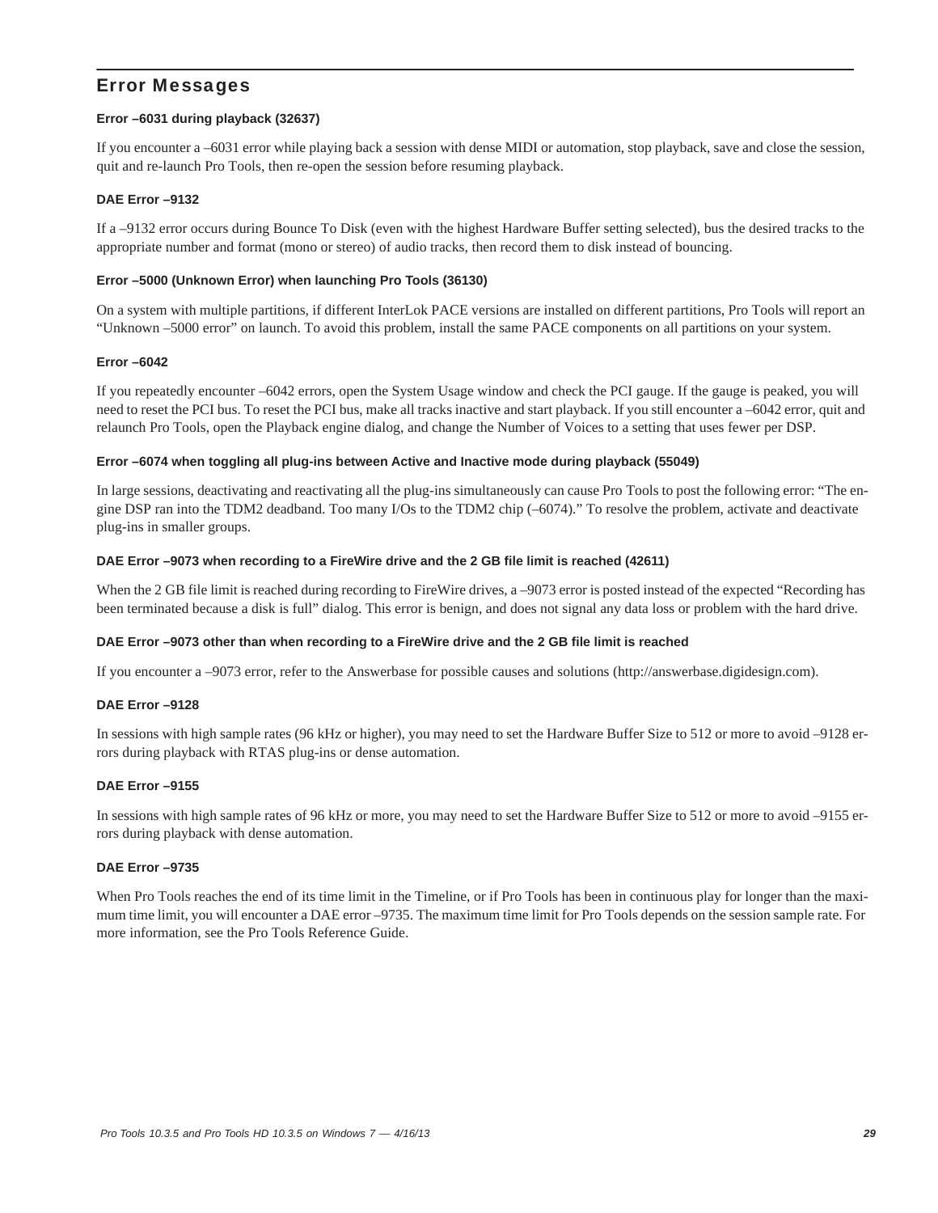## Error Messages

**Error –6031 during playback (32637)**

If you encounter a –6031 error while playing back a session with dense MIDI or automation, stop playback, save and close the session, quit and re-launch Pro Tools, then re-open the session before resuming playback.

**DAE Error –9132**

If a –9132 error occurs during Bounce To Disk (even with the highest Hardware Buffer setting selected), bus the desired tracks to the appropriate number and format (mono or stereo) of audio tracks, then record them to disk instead of bouncing.

**Error –5000 (Unknown Error) when launching Pro Tools (36130)**

On a system with multiple partitions, if different InterLok PACE versions are installed on different partitions, Pro Tools will report an "Unknown –5000 error" on launch. To avoid this problem, install the same PACE components on all partitions on your system.

**Error –6042**

If you repeatedly encounter –6042 errors, open the System Usage window and check the PCI gauge. If the gauge is peaked, you will need to reset the PCI bus. To reset the PCI bus, make all tracks inactive and start playback. If you still encounter a –6042 error, quit and relaunch Pro Tools, open the Playback engine dialog, and change the Number of Voices to a setting that uses fewer per DSP.

**Error –6074 when toggling all plug-ins between Active and Inactive mode during playback (55049)**

In large sessions, deactivating and reactivating all the plug-ins simultaneously can cause Pro Tools to post the following error: "The engine DSP ran into the TDM2 deadband. Too many I/Os to the TDM2 chip (–6074)." To resolve the problem, activate and deactivate plug-ins in smaller groups.

**DAE Error –9073 when recording to a FireWire drive and the 2 GB file limit is reached (42611)**

When the 2 GB file limit is reached during recording to FireWire drives, a –9073 error is posted instead of the expected "Recording has been terminated because a disk is full" dialog. This error is benign, and does not signal any data loss or problem with the hard drive.

**DAE Error –9073 other than when recording to a FireWire drive and the 2 GB file limit is reached**

If you encounter a –9073 error, refer to the Answerbase for possible causes and solutions (http://answerbase.digidesign.com).

**DAE Error –9128**

In sessions with high sample rates (96 kHz or higher), you may need to set the Hardware Buffer Size to 512 or more to avoid –9128 errors during playback with RTAS plug-ins or dense automation.

**DAE Error –9155**

In sessions with high sample rates of 96 kHz or more, you may need to set the Hardware Buffer Size to 512 or more to avoid –9155 errors during playback with dense automation.

**DAE Error –9735**

When Pro Tools reaches the end of its time limit in the Timeline, or if Pro Tools has been in continuous play for longer than the maximum time limit, you will encounter a DAE error –9735. The maximum time limit for Pro Tools depends on the session sample rate. For more information, see the Pro Tools Reference Guide.